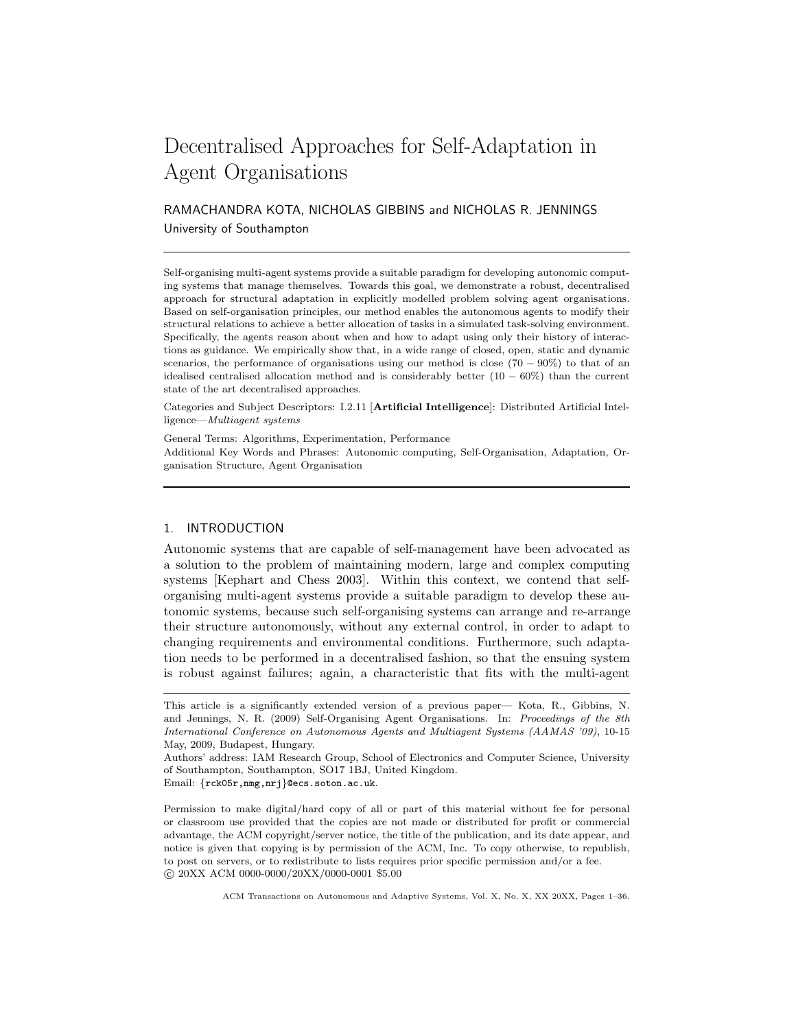# Decentralised Approaches for Self-Adaptation in Agent Organisations

RAMACHANDRA KOTA, NICHOLAS GIBBINS and NICHOLAS R. JENNINGS
University of Southampton

---

Self-organising multi-agent systems provide a suitable paradigm for developing autonomic computing systems that manage themselves. Towards this goal, we demonstrate a robust, decentralised approach for structural adaptation in explicitly modelled problem solving agent organisations. Based on self-organisation principles, our method enables the autonomous agents to modify their structural relations to achieve a better allocation of tasks in a simulated task-solving environment. Specifically, the agents reason about when and how to adapt using only their history of interactions as guidance. We empirically show that, in a wide range of closed, open, static and dynamic scenarios, the performance of organisations using our method is close ($70 - 90\%$) to that of an idealised centralised allocation method and is considerably better ($10 - 60\%$) than the current state of the art decentralised approaches.

Categories and Subject Descriptors: I.2.11 [**Artificial Intelligence**]: Distributed Artificial Intelligence—*Multiagent systems*

General Terms: Algorithms, Experimentation, Performance

Additional Key Words and Phrases: Autonomic computing, Self-Organisation, Adaptation, Organisation Structure, Agent Organisation

---

## 1. INTRODUCTION

Autonomic systems that are capable of self-management have been advocated as a solution to the problem of maintaining modern, large and complex computing systems [Kephart and Chess 2003]. Within this context, we contend that self-organising multi-agent systems provide a suitable paradigm to develop these autonomic systems, because such self-organising systems can arrange and re-arrange their structure autonomously, without any external control, in order to adapt to changing requirements and environmental conditions. Furthermore, such adaptation needs to be performed in a decentralised fashion, so that the ensuing system is robust against failures; again, a characteristic that fits with the multi-agent

---

This article is a significantly extended version of a previous paper— Kota, R., Gibbins, N. and Jennings, N. R. (2009) Self-Organising Agent Organisations. In: *Proceedings of the 8th International Conference on Autonomous Agents and Multiagent Systems (AAMAS '09)*, 10-15 May, 2009, Budapest, Hungary.

Authors' address: IAM Research Group, School of Electronics and Computer Science, University of Southampton, Southampton, SO17 1BJ, United Kingdom.

Email: {rck05r,nmg,nrj}@ecs.soton.ac.uk.

Permission to make digital/hard copy of all or part of this material without fee for personal or classroom use provided that the copies are not made or distributed for profit or commercial advantage, the ACM copyright/server notice, the title of the publication, and its date appear, and notice is given that copying is by permission of the ACM, Inc. To copy otherwise, to republish, to post on servers, or to redistribute to lists requires prior specific permission and/or a fee.
© 20XX ACM 0000-0000/20XX/0000-0001 $5.00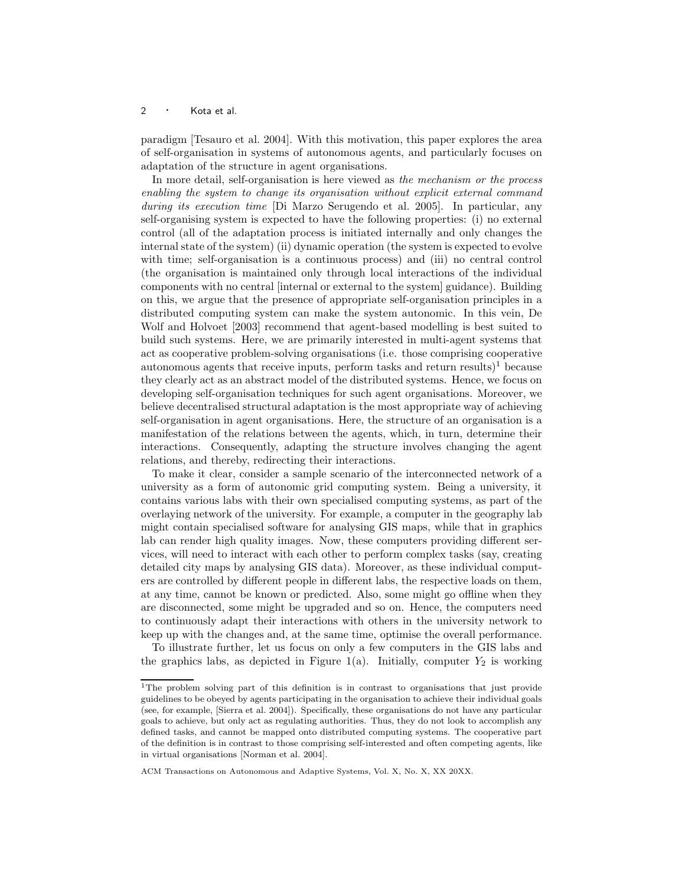paradigm [Tesauro et al. 2004]. With this motivation, this paper explores the area of self-organisation in systems of autonomous agents, and particularly focuses on adaptation of the structure in agent organisations.

In more detail, self-organisation is here viewed as *the mechanism or the process enabling the system to change its organisation without explicit external command during its execution time* [Di Marzo Serugendo et al. 2005]. In particular, any self-organising system is expected to have the following properties: (i) no external control (all of the adaptation process is initiated internally and only changes the internal state of the system) (ii) dynamic operation (the system is expected to evolve with time; self-organisation is a continuous process) and (iii) no central control (the organisation is maintained only through local interactions of the individual components with no central [internal or external to the system] guidance). Building on this, we argue that the presence of appropriate self-organisation principles in a distributed computing system can make the system autonomic. In this vein, De Wolf and Holvoet [2003] recommend that agent-based modelling is best suited to build such systems. Here, we are primarily interested in multi-agent systems that act as cooperative problem-solving organisations (i.e. those comprising cooperative autonomous agents that receive inputs, perform tasks and return results)[1] because they clearly act as an abstract model of the distributed systems. Hence, we focus on developing self-organisation techniques for such agent organisations. Moreover, we believe decentralised structural adaptation is the most appropriate way of achieving self-organisation in agent organisations. Here, the structure of an organisation is a manifestation of the relations between the agents, which, in turn, determine their interactions. Consequently, adapting the structure involves changing the agent relations, and thereby, redirecting their interactions.

To make it clear, consider a sample scenario of the interconnected network of a university as a form of autonomic grid computing system. Being a university, it contains various labs with their own specialised computing systems, as part of the overlaying network of the university. For example, a computer in the geography lab might contain specialised software for analysing GIS maps, while that in graphics lab can render high quality images. Now, these computers providing different services, will need to interact with each other to perform complex tasks (say, creating detailed city maps by analysing GIS data). Moreover, as these individual computers are controlled by different people in different labs, the respective loads on them, at any time, cannot be known or predicted. Also, some might go offline when they are disconnected, some might be upgraded and so on. Hence, the computers need to continuously adapt their interactions with others in the university network to keep up with the changes and, at the same time, optimise the overall performance.

To illustrate further, let us focus on only a few computers in the GIS labs and the graphics labs, as depicted in Figure 1(a). Initially, computer $Y_2$ is working

[1] The problem solving part of this definition is in contrast to organisations that just provide guidelines to be obeyed by agents participating in the organisation to achieve their individual goals (see, for example, [Sierra et al. 2004]). Specifically, these organisations do not have any particular goals to achieve, but only act as regulating authorities. Thus, they do not look to accomplish any defined tasks, and cannot be mapped onto distributed computing systems. The cooperative part of the definition is in contrast to those comprising self-interested and often competing agents, like in virtual organisations [Norman et al. 2004].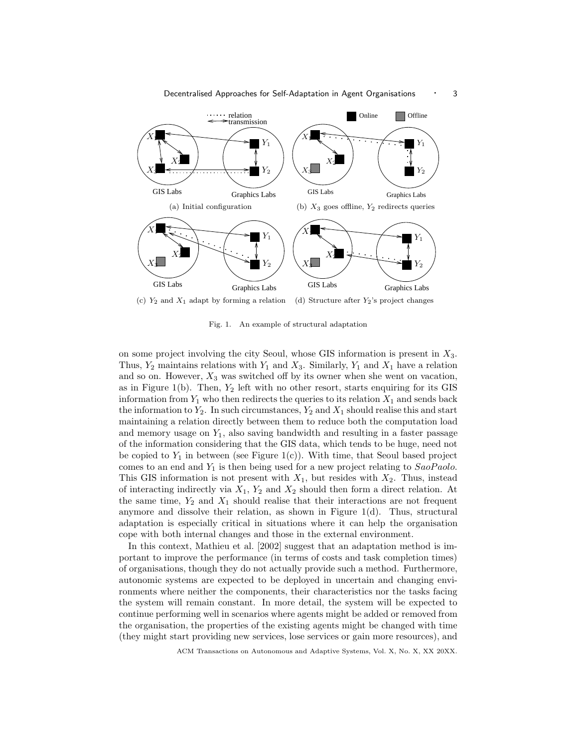relation
transmission

Online
Offline

$X_1$
$X_2$
$X_3$
$Y_1$
$Y_2$
GIS Labs
Graphics Labs

(a) Initial configuration

(b) $X_3$ goes offline, $Y_2$ redirects queries

(c) $Y_2$ and $X_1$ adapt by forming a relation

(d) Structure after $Y_2$'s project changes

Fig. 1. An example of structural adaptation

on some project involving the city Seoul, whose GIS information is present in $X_3$. Thus, $Y_2$ maintains relations with $Y_1$ and $X_3$. Similarly, $Y_1$ and $X_1$ have a relation and so on. However, $X_3$ was switched off by its owner when she went on vacation, as in Figure 1(b). Then, $Y_2$ left with no other resort, starts enquiring for its GIS information from $Y_1$ who then redirects the queries to its relation $X_1$ and sends back the information to $Y_2$. In such circumstances, $Y_2$ and $X_1$ should realise this and start maintaining a relation directly between them to reduce both the computation load and memory usage on $Y_1$, also saving bandwidth and resulting in a faster passage of the information considering that the GIS data, which tends to be huge, need not be copied to $Y_1$ in between (see Figure 1(c)). With time, that Seoul based project comes to an end and $Y_1$ is then being used for a new project relating to *SaoPaolo*. This GIS information is not present with $X_1$, but resides with $X_2$. Thus, instead of interacting indirectly via $X_1$, $Y_2$ and $X_2$ should then form a direct relation. At the same time, $Y_2$ and $X_1$ should realise that their interactions are not frequent anymore and dissolve their relation, as shown in Figure 1(d). Thus, structural adaptation is especially critical in situations where it can help the organisation cope with both internal changes and those in the external environment.

In this context, Mathieu et al. [2002] suggest that an adaptation method is important to improve the performance (in terms of costs and task completion times) of organisations, though they do not actually provide such a method. Furthermore, autonomic systems are expected to be deployed in uncertain and changing environments where neither the components, their characteristics nor the tasks facing the system will remain constant. In more detail, the system will be expected to continue performing well in scenarios where agents might be added or removed from the organisation, the properties of the existing agents might be changed with time (they might start providing new services, lose services or gain more resources), and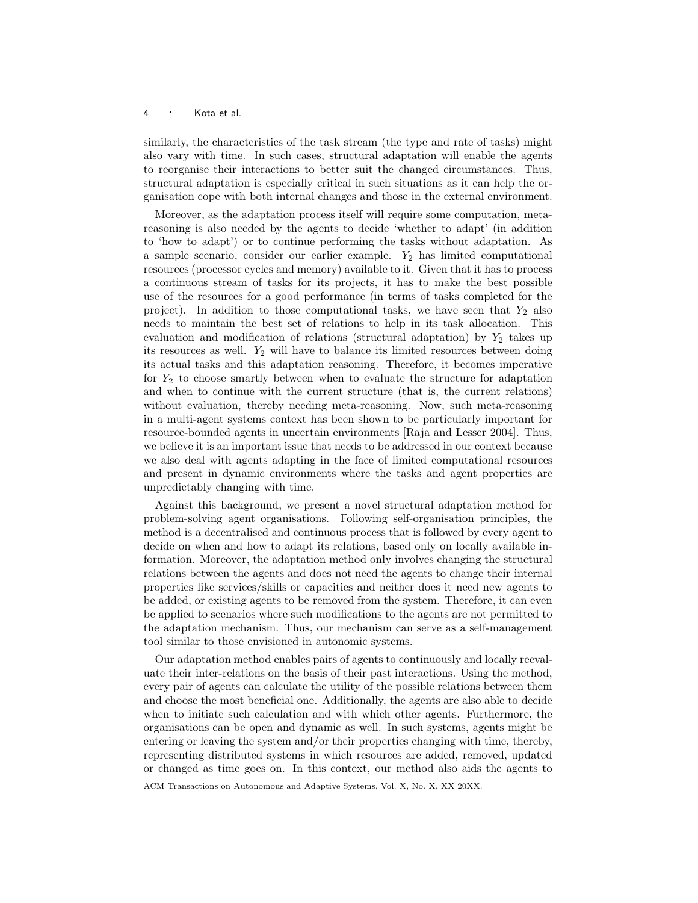similarly, the characteristics of the task stream (the type and rate of tasks) might also vary with time. In such cases, structural adaptation will enable the agents to reorganise their interactions to better suit the changed circumstances. Thus, structural adaptation is especially critical in such situations as it can help the organisation cope with both internal changes and those in the external environment.

Moreover, as the adaptation process itself will require some computation, meta-reasoning is also needed by the agents to decide 'whether to adapt' (in addition to 'how to adapt') or to continue performing the tasks without adaptation. As a sample scenario, consider our earlier example. $Y_2$ has limited computational resources (processor cycles and memory) available to it. Given that it has to process a continuous stream of tasks for its projects, it has to make the best possible use of the resources for a good performance (in terms of tasks completed for the project). In addition to those computational tasks, we have seen that $Y_2$ also needs to maintain the best set of relations to help in its task allocation. This evaluation and modification of relations (structural adaptation) by $Y_2$ takes up its resources as well. $Y_2$ will have to balance its limited resources between doing its actual tasks and this adaptation reasoning. Therefore, it becomes imperative for $Y_2$ to choose smartly between when to evaluate the structure for adaptation and when to continue with the current structure (that is, the current relations) without evaluation, thereby needing meta-reasoning. Now, such meta-reasoning in a multi-agent systems context has been shown to be particularly important for resource-bounded agents in uncertain environments [Raja and Lesser 2004]. Thus, we believe it is an important issue that needs to be addressed in our context because we also deal with agents adapting in the face of limited computational resources and present in dynamic environments where the tasks and agent properties are unpredictably changing with time.

Against this background, we present a novel structural adaptation method for problem-solving agent organisations. Following self-organisation principles, the method is a decentralised and continuous process that is followed by every agent to decide on when and how to adapt its relations, based only on locally available information. Moreover, the adaptation method only involves changing the structural relations between the agents and does not need the agents to change their internal properties like services/skills or capacities and neither does it need new agents to be added, or existing agents to be removed from the system. Therefore, it can even be applied to scenarios where such modifications to the agents are not permitted to the adaptation mechanism. Thus, our mechanism can serve as a self-management tool similar to those envisioned in autonomic systems.

Our adaptation method enables pairs of agents to continuously and locally reevaluate their inter-relations on the basis of their past interactions. Using the method, every pair of agents can calculate the utility of the possible relations between them and choose the most beneficial one. Additionally, the agents are also able to decide when to initiate such calculation and with which other agents. Furthermore, the organisations can be open and dynamic as well. In such systems, agents might be entering or leaving the system and/or their properties changing with time, thereby, representing distributed systems in which resources are added, removed, updated or changed as time goes on. In this context, our method also aids the agents to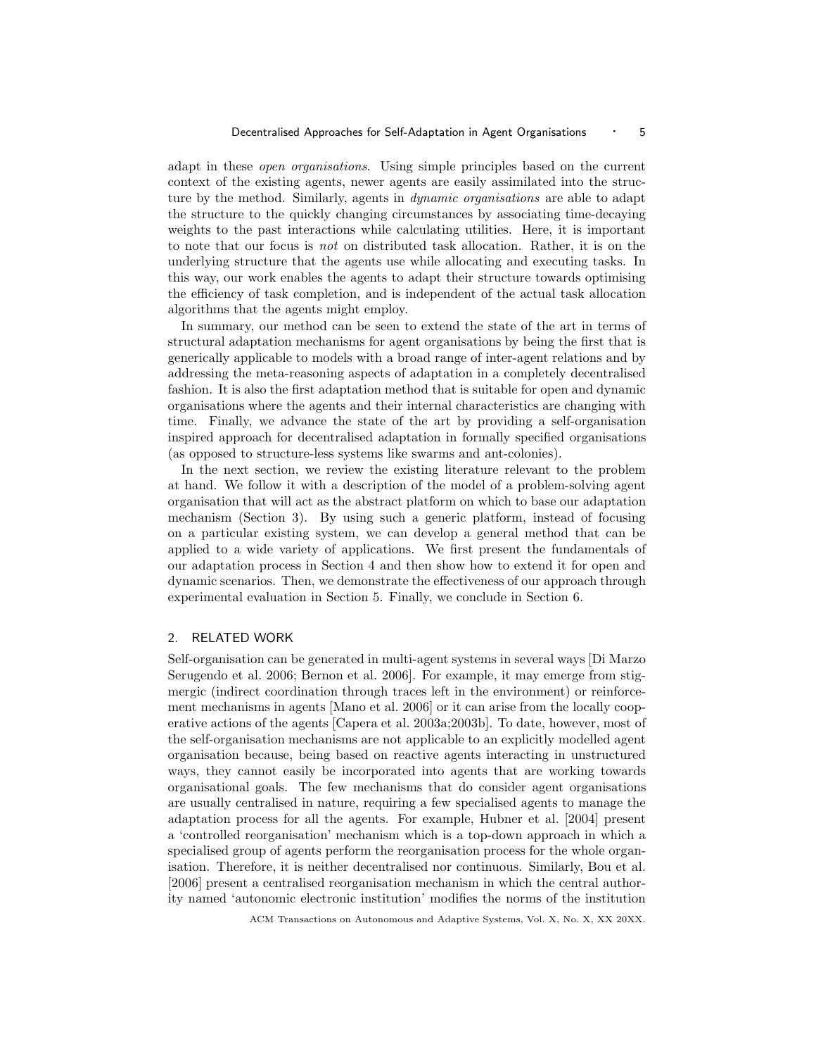adapt in these *open organisations*. Using simple principles based on the current context of the existing agents, newer agents are easily assimilated into the structure by the method. Similarly, agents in *dynamic organisations* are able to adapt the structure to the quickly changing circumstances by associating time-decaying weights to the past interactions while calculating utilities. Here, it is important to note that our focus is *not* on distributed task allocation. Rather, it is on the underlying structure that the agents use while allocating and executing tasks. In this way, our work enables the agents to adapt their structure towards optimising the efficiency of task completion, and is independent of the actual task allocation algorithms that the agents might employ.

In summary, our method can be seen to extend the state of the art in terms of structural adaptation mechanisms for agent organisations by being the first that is generically applicable to models with a broad range of inter-agent relations and by addressing the meta-reasoning aspects of adaptation in a completely decentralised fashion. It is also the first adaptation method that is suitable for open and dynamic organisations where the agents and their internal characteristics are changing with time. Finally, we advance the state of the art by providing a self-organisation inspired approach for decentralised adaptation in formally specified organisations (as opposed to structure-less systems like swarms and ant-colonies).

In the next section, we review the existing literature relevant to the problem at hand. We follow it with a description of the model of a problem-solving agent organisation that will act as the abstract platform on which to base our adaptation mechanism (Section 3). By using such a generic platform, instead of focusing on a particular existing system, we can develop a general method that can be applied to a wide variety of applications. We first present the fundamentals of our adaptation process in Section 4 and then show how to extend it for open and dynamic scenarios. Then, we demonstrate the effectiveness of our approach through experimental evaluation in Section 5. Finally, we conclude in Section 6.

## 2. RELATED WORK

Self-organisation can be generated in multi-agent systems in several ways [Di Marzo Serugendo et al. 2006; Bernon et al. 2006]. For example, it may emerge from stigmergic (indirect coordination through traces left in the environment) or reinforcement mechanisms in agents [Mano et al. 2006] or it can arise from the locally cooperative actions of the agents [Capera et al. 2003a;2003b]. To date, however, most of the self-organisation mechanisms are not applicable to an explicitly modelled agent organisation because, being based on reactive agents interacting in unstructured ways, they cannot easily be incorporated into agents that are working towards organisational goals. The few mechanisms that do consider agent organisations are usually centralised in nature, requiring a few specialised agents to manage the adaptation process for all the agents. For example, Hubner et al. [2004] present a 'controlled reorganisation' mechanism which is a top-down approach in which a specialised group of agents perform the reorganisation process for the whole organisation. Therefore, it is neither decentralised nor continuous. Similarly, Bou et al. [2006] present a centralised reorganisation mechanism in which the central authority named 'autonomic electronic institution' modifies the norms of the institution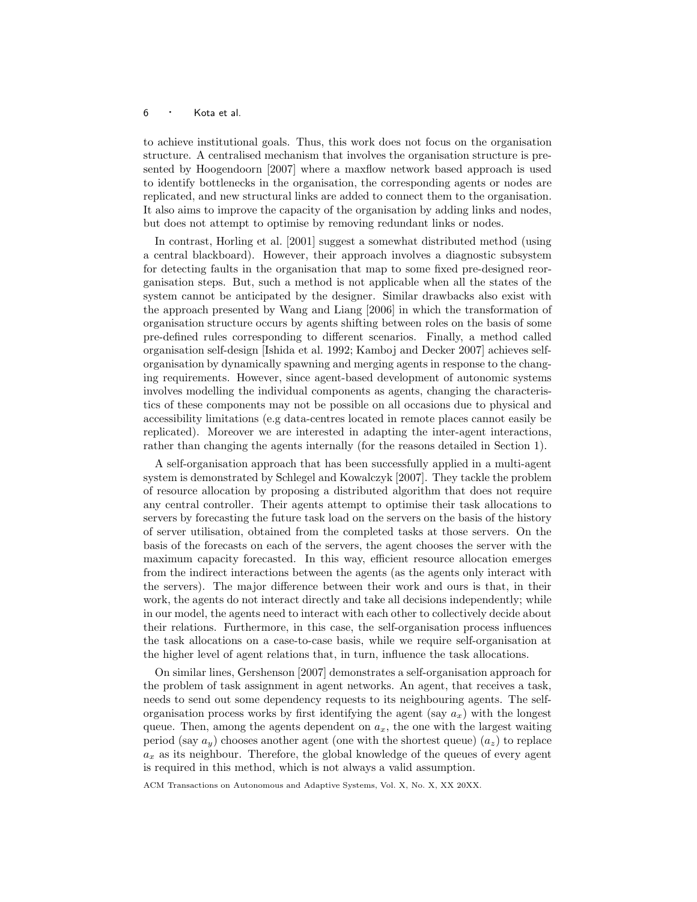to achieve institutional goals. Thus, this work does not focus on the organisation structure. A centralised mechanism that involves the organisation structure is presented by Hoogendoorn [2007] where a maxflow network based approach is used to identify bottlenecks in the organisation, the corresponding agents or nodes are replicated, and new structural links are added to connect them to the organisation. It also aims to improve the capacity of the organisation by adding links and nodes, but does not attempt to optimise by removing redundant links or nodes.

In contrast, Horling et al. [2001] suggest a somewhat distributed method (using a central blackboard). However, their approach involves a diagnostic subsystem for detecting faults in the organisation that map to some fixed pre-designed reorganisation steps. But, such a method is not applicable when all the states of the system cannot be anticipated by the designer. Similar drawbacks also exist with the approach presented by Wang and Liang [2006] in which the transformation of organisation structure occurs by agents shifting between roles on the basis of some pre-defined rules corresponding to different scenarios. Finally, a method called organisation self-design [Ishida et al. 1992; Kamboj and Decker 2007] achieves self-organisation by dynamically spawning and merging agents in response to the changing requirements. However, since agent-based development of autonomic systems involves modelling the individual components as agents, changing the characteristics of these components may not be possible on all occasions due to physical and accessibility limitations (e.g data-centres located in remote places cannot easily be replicated). Moreover we are interested in adapting the inter-agent interactions, rather than changing the agents internally (for the reasons detailed in Section 1).

A self-organisation approach that has been successfully applied in a multi-agent system is demonstrated by Schlegel and Kowalczyk [2007]. They tackle the problem of resource allocation by proposing a distributed algorithm that does not require any central controller. Their agents attempt to optimise their task allocations to servers by forecasting the future task load on the servers on the basis of the history of server utilisation, obtained from the completed tasks at those servers. On the basis of the forecasts on each of the servers, the agent chooses the server with the maximum capacity forecasted. In this way, efficient resource allocation emerges from the indirect interactions between the agents (as the agents only interact with the servers). The major difference between their work and ours is that, in their work, the agents do not interact directly and take all decisions independently; while in our model, the agents need to interact with each other to collectively decide about their relations. Furthermore, in this case, the self-organisation process influences the task allocations on a case-to-case basis, while we require self-organisation at the higher level of agent relations that, in turn, influence the task allocations.

On similar lines, Gershenson [2007] demonstrates a self-organisation approach for the problem of task assignment in agent networks. An agent, that receives a task, needs to send out some dependency requests to its neighbouring agents. The self-organisation process works by first identifying the agent (say $a_x$) with the longest queue. Then, among the agents dependent on $a_x$, the one with the largest waiting period (say $a_y$) chooses another agent (one with the shortest queue) ($a_z$) to replace $a_x$ as its neighbour. Therefore, the global knowledge of the queues of every agent is required in this method, which is not always a valid assumption.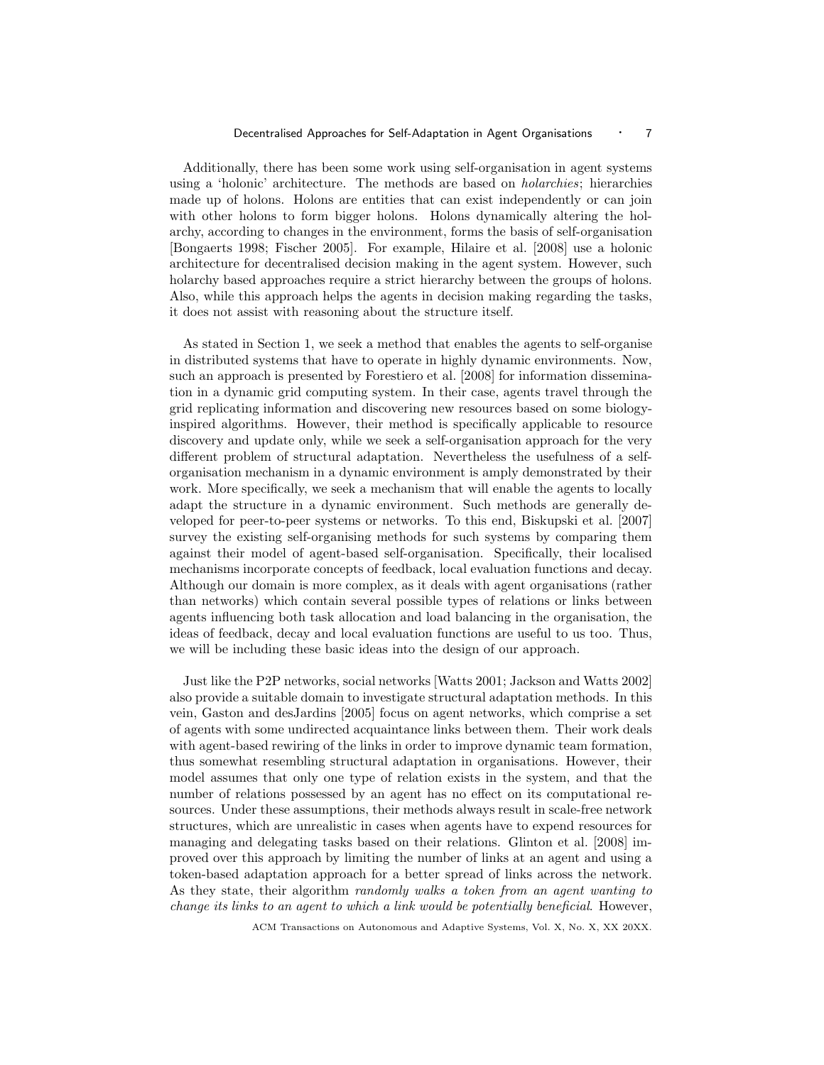Additionally, there has been some work using self-organisation in agent systems using a 'holonic' architecture. The methods are based on *holarchies*; hierarchies made up of holons. Holons are entities that can exist independently or can join with other holons to form bigger holons. Holons dynamically altering the holarchy, according to changes in the environment, forms the basis of self-organisation [Bongaerts 1998; Fischer 2005]. For example, Hilaire et al. [2008] use a holonic architecture for decentralised decision making in the agent system. However, such holarchy based approaches require a strict hierarchy between the groups of holons. Also, while this approach helps the agents in decision making regarding the tasks, it does not assist with reasoning about the structure itself.

As stated in Section 1, we seek a method that enables the agents to self-organise in distributed systems that have to operate in highly dynamic environments. Now, such an approach is presented by Forestiero et al. [2008] for information dissemination in a dynamic grid computing system. In their case, agents travel through the grid replicating information and discovering new resources based on some biology-inspired algorithms. However, their method is specifically applicable to resource discovery and update only, while we seek a self-organisation approach for the very different problem of structural adaptation. Nevertheless the usefulness of a self-organisation mechanism in a dynamic environment is amply demonstrated by their work. More specifically, we seek a mechanism that will enable the agents to locally adapt the structure in a dynamic environment. Such methods are generally developed for peer-to-peer systems or networks. To this end, Biskupski et al. [2007] survey the existing self-organising methods for such systems by comparing them against their model of agent-based self-organisation. Specifically, their localised mechanisms incorporate concepts of feedback, local evaluation functions and decay. Although our domain is more complex, as it deals with agent organisations (rather than networks) which contain several possible types of relations or links between agents influencing both task allocation and load balancing in the organisation, the ideas of feedback, decay and local evaluation functions are useful to us too. Thus, we will be including these basic ideas into the design of our approach.

Just like the P2P networks, social networks [Watts 2001; Jackson and Watts 2002] also provide a suitable domain to investigate structural adaptation methods. In this vein, Gaston and desJardins [2005] focus on agent networks, which comprise a set of agents with some undirected acquaintance links between them. Their work deals with agent-based rewiring of the links in order to improve dynamic team formation, thus somewhat resembling structural adaptation in organisations. However, their model assumes that only one type of relation exists in the system, and that the number of relations possessed by an agent has no effect on its computational resources. Under these assumptions, their methods always result in scale-free network structures, which are unrealistic in cases when agents have to expend resources for managing and delegating tasks based on their relations. Glinton et al. [2008] improved over this approach by limiting the number of links at an agent and using a token-based adaptation approach for a better spread of links across the network. As they state, their algorithm *randomly walks a token from an agent wanting to change its links to an agent to which a link would be potentially beneficial*. However,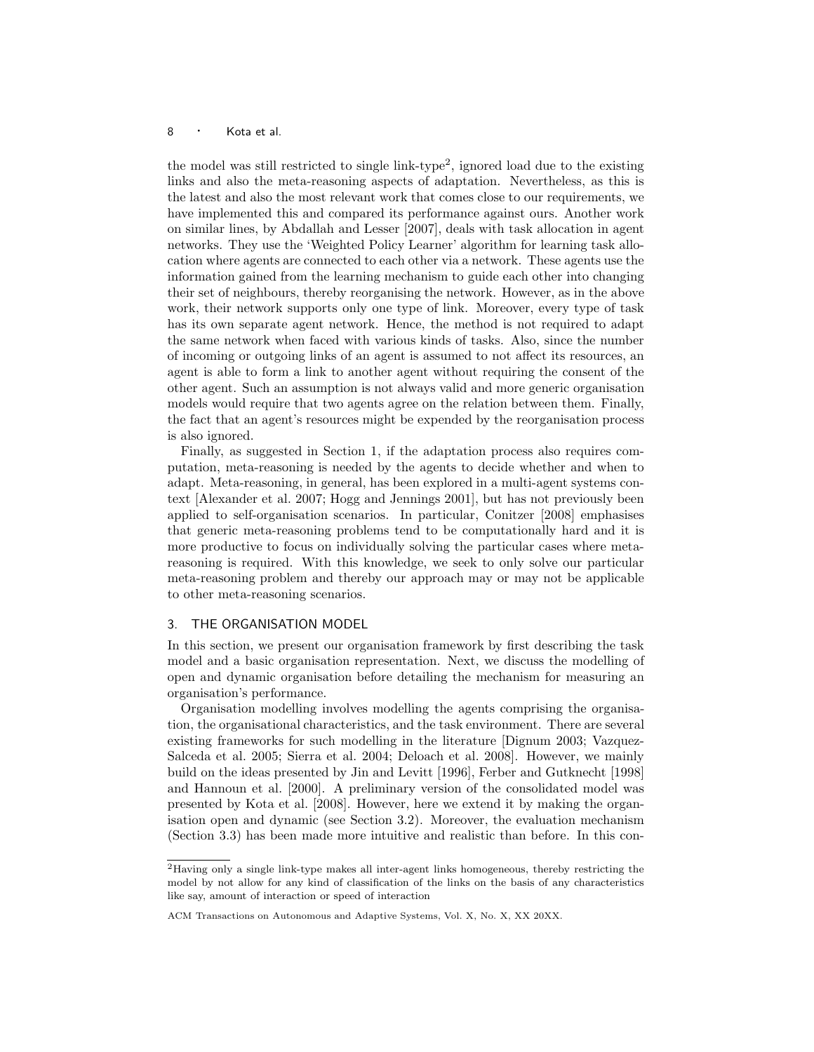the model was still restricted to single link-type[2], ignored load due to the existing links and also the meta-reasoning aspects of adaptation. Nevertheless, as this is the latest and also the most relevant work that comes close to our requirements, we have implemented this and compared its performance against ours. Another work on similar lines, by Abdallah and Lesser [2007], deals with task allocation in agent networks. They use the 'Weighted Policy Learner' algorithm for learning task allocation where agents are connected to each other via a network. These agents use the information gained from the learning mechanism to guide each other into changing their set of neighbours, thereby reorganising the network. However, as in the above work, their network supports only one type of link. Moreover, every type of task has its own separate agent network. Hence, the method is not required to adapt the same network when faced with various kinds of tasks. Also, since the number of incoming or outgoing links of an agent is assumed to not affect its resources, an agent is able to form a link to another agent without requiring the consent of the other agent. Such an assumption is not always valid and more generic organisation models would require that two agents agree on the relation between them. Finally, the fact that an agent's resources might be expended by the reorganisation process is also ignored.

Finally, as suggested in Section 1, if the adaptation process also requires computation, meta-reasoning is needed by the agents to decide whether and when to adapt. Meta-reasoning, in general, has been explored in a multi-agent systems context [Alexander et al. 2007; Hogg and Jennings 2001], but has not previously been applied to self-organisation scenarios. In particular, Conitzer [2008] emphasises that generic meta-reasoning problems tend to be computationally hard and it is more productive to focus on individually solving the particular cases where meta-reasoning is required. With this knowledge, we seek to only solve our particular meta-reasoning problem and thereby our approach may or may not be applicable to other meta-reasoning scenarios.

## 3. THE ORGANISATION MODEL

In this section, we present our organisation framework by first describing the task model and a basic organisation representation. Next, we discuss the modelling of open and dynamic organisation before detailing the mechanism for measuring an organisation's performance.

Organisation modelling involves modelling the agents comprising the organisation, the organisational characteristics, and the task environment. There are several existing frameworks for such modelling in the literature [Dignum 2003; Vazquez-Salceda et al. 2005; Sierra et al. 2004; Deloach et al. 2008]. However, we mainly build on the ideas presented by Jin and Levitt [1996], Ferber and Gutknecht [1998] and Hannoun et al. [2000]. A preliminary version of the consolidated model was presented by Kota et al. [2008]. However, here we extend it by making the organisation open and dynamic (see Section 3.2). Moreover, the evaluation mechanism (Section 3.3) has been made more intuitive and realistic than before. In this con-

[2]Having only a single link-type makes all inter-agent links homogeneous, thereby restricting the model by not allow for any kind of classification of the links on the basis of any characteristics like say, amount of interaction or speed of interaction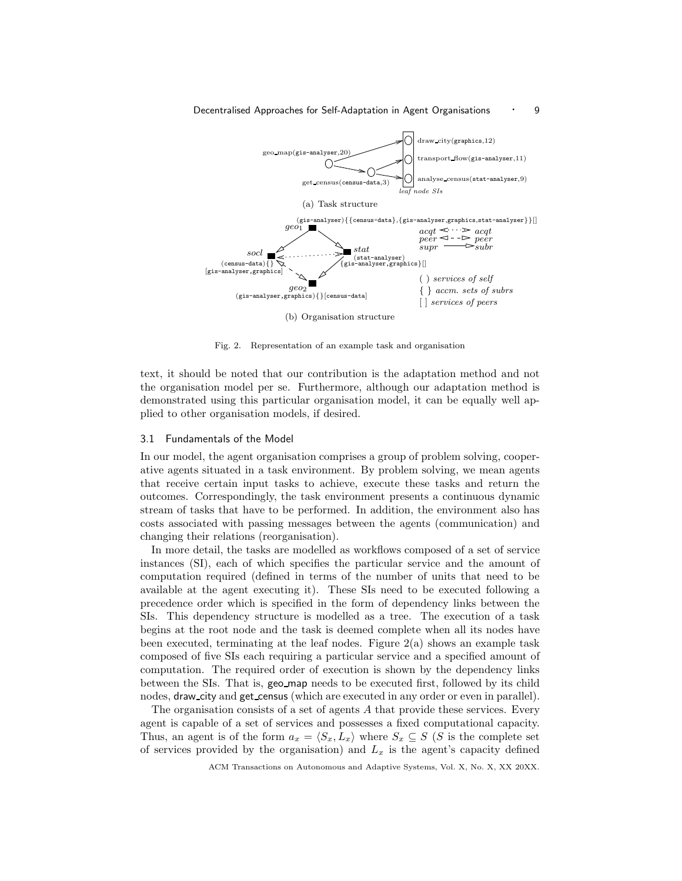geo_map(gis-analyser,20)

get_census(census-data,3)

draw_city(graphics,12)

transport_flow(gis-analyser,11)

analyse_census(stat-analyser,9)

*leaf node SIs*

(a) Task structure

(gis-analyser){{census-data},{gis-analyser,graphics,stat-analyser}}[]

$geo_1$

*socl*

(census-data){}

[gis-analyser,graphics]

*stat*

(stat-analyser)

{gis-analyser,graphics}[]

$geo_2$

(gis-analyser,graphics){}[census-data]

*acqt* *acqt*

*peer* *peer*

*supr* *subr*

( ) *services of self*

{ } *accm. sets of subrs*

[ ] *services of peers*

(b) Organisation structure

Fig. 2. Representation of an example task and organisation

text, it should be noted that our contribution is the adaptation method and not the organisation model per se. Furthermore, although our adaptation method is demonstrated using this particular organisation model, it can be equally well applied to other organisation models, if desired.

### 3.1 Fundamentals of the Model

In our model, the agent organisation comprises a group of problem solving, cooperative agents situated in a task environment. By problem solving, we mean agents that receive certain input tasks to achieve, execute these tasks and return the outcomes. Correspondingly, the task environment presents a continuous dynamic stream of tasks that have to be performed. In addition, the environment also has costs associated with passing messages between the agents (communication) and changing their relations (reorganisation).

In more detail, the tasks are modelled as workflows composed of a set of service instances (SI), each of which specifies the particular service and the amount of computation required (defined in terms of the number of units that need to be available at the agent executing it). These SIs need to be executed following a precedence order which is specified in the form of dependency links between the SIs. This dependency structure is modelled as a tree. The execution of a task begins at the root node and the task is deemed complete when all its nodes have been executed, terminating at the leaf nodes. Figure 2(a) shows an example task composed of five SIs each requiring a particular service and a specified amount of computation. The required order of execution is shown by the dependency links between the SIs. That is, geo_map needs to be executed first, followed by its child nodes, draw_city and get_census (which are executed in any order or even in parallel).

The organisation consists of a set of agents $A$ that provide these services. Every agent is capable of a set of services and possesses a fixed computational capacity. Thus, an agent is of the form $a_x = \langle S_x, L_x \rangle$ where $S_x \subseteq S$ ($S$ is the complete set of services provided by the organisation) and $L_x$ is the agent's capacity defined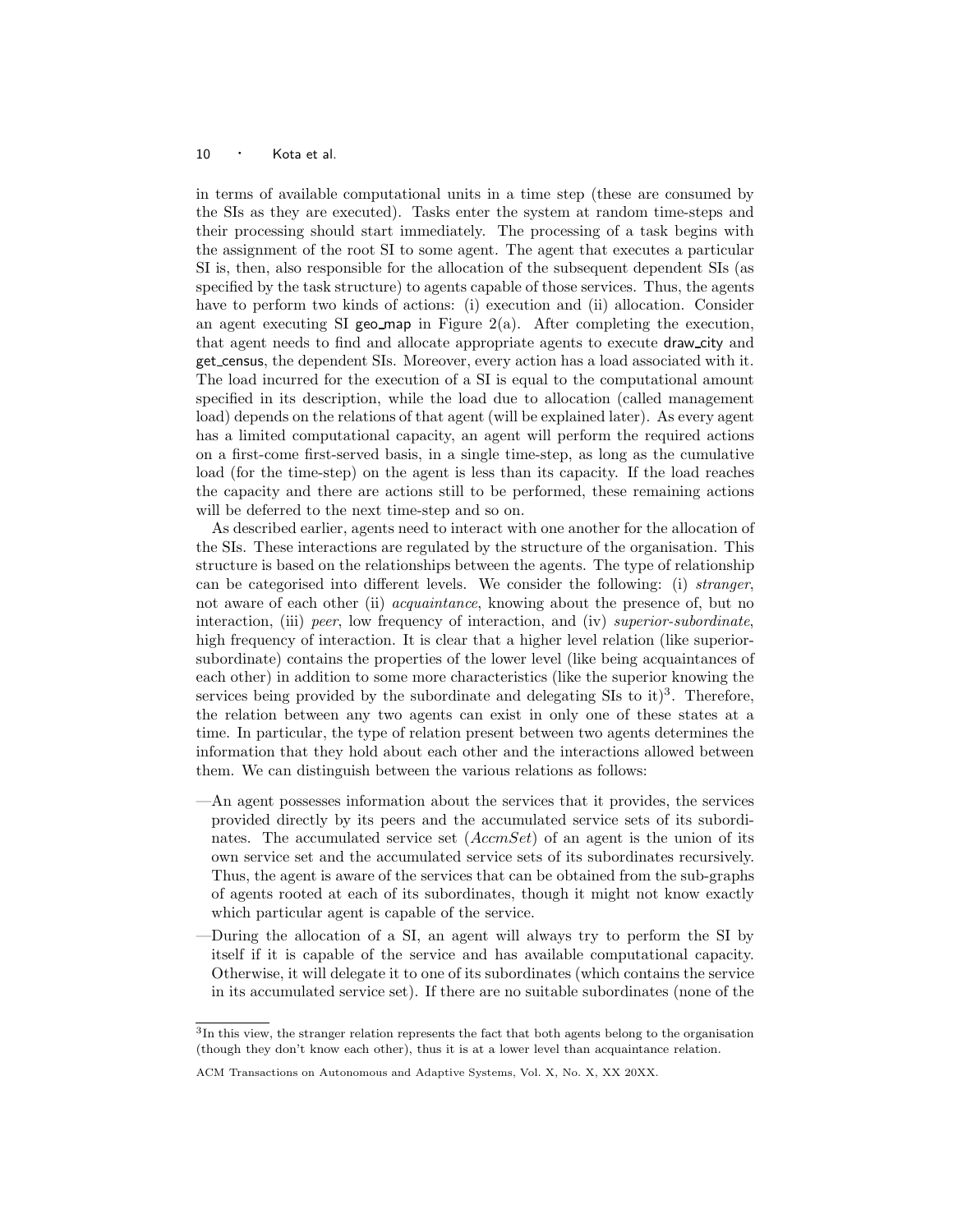in terms of available computational units in a time step (these are consumed by the SIs as they are executed). Tasks enter the system at random time-steps and their processing should start immediately. The processing of a task begins with the assignment of the root SI to some agent. The agent that executes a particular SI is, then, also responsible for the allocation of the subsequent dependent SIs (as specified by the task structure) to agents capable of those services. Thus, the agents have to perform two kinds of actions: (i) execution and (ii) allocation. Consider an agent executing SI geo_map in Figure 2(a). After completing the execution, that agent needs to find and allocate appropriate agents to execute draw_city and get_census, the dependent SIs. Moreover, every action has a load associated with it. The load incurred for the execution of a SI is equal to the computational amount specified in its description, while the load due to allocation (called management load) depends on the relations of that agent (will be explained later). As every agent has a limited computational capacity, an agent will perform the required actions on a first-come first-served basis, in a single time-step, as long as the cumulative load (for the time-step) on the agent is less than its capacity. If the load reaches the capacity and there are actions still to be performed, these remaining actions will be deferred to the next time-step and so on.

As described earlier, agents need to interact with one another for the allocation of the SIs. These interactions are regulated by the structure of the organisation. This structure is based on the relationships between the agents. The type of relationship can be categorised into different levels. We consider the following: (i) *stranger*, not aware of each other (ii) *acquaintance*, knowing about the presence of, but no interaction, (iii) *peer*, low frequency of interaction, and (iv) *superior-subordinate*, high frequency of interaction. It is clear that a higher level relation (like superior-subordinate) contains the properties of the lower level (like being acquaintances of each other) in addition to some more characteristics (like the superior knowing the services being provided by the subordinate and delegating SIs to it)[3]. Therefore, the relation between any two agents can exist in only one of these states at a time. In particular, the type of relation present between two agents determines the information that they hold about each other and the interactions allowed between them. We can distinguish between the various relations as follows:

—An agent possesses information about the services that it provides, the services provided directly by its peers and the accumulated service sets of its subordinates. The accumulated service set ($AccmSet$) of an agent is the union of its own service set and the accumulated service sets of its subordinates recursively. Thus, the agent is aware of the services that can be obtained from the sub-graphs of agents rooted at each of its subordinates, though it might not know exactly which particular agent is capable of the service.

—During the allocation of a SI, an agent will always try to perform the SI by itself if it is capable of the service and has available computational capacity. Otherwise, it will delegate it to one of its subordinates (which contains the service in its accumulated service set). If there are no suitable subordinates (none of the

[3]In this view, the stranger relation represents the fact that both agents belong to the organisation (though they don't know each other), thus it is at a lower level than acquaintance relation.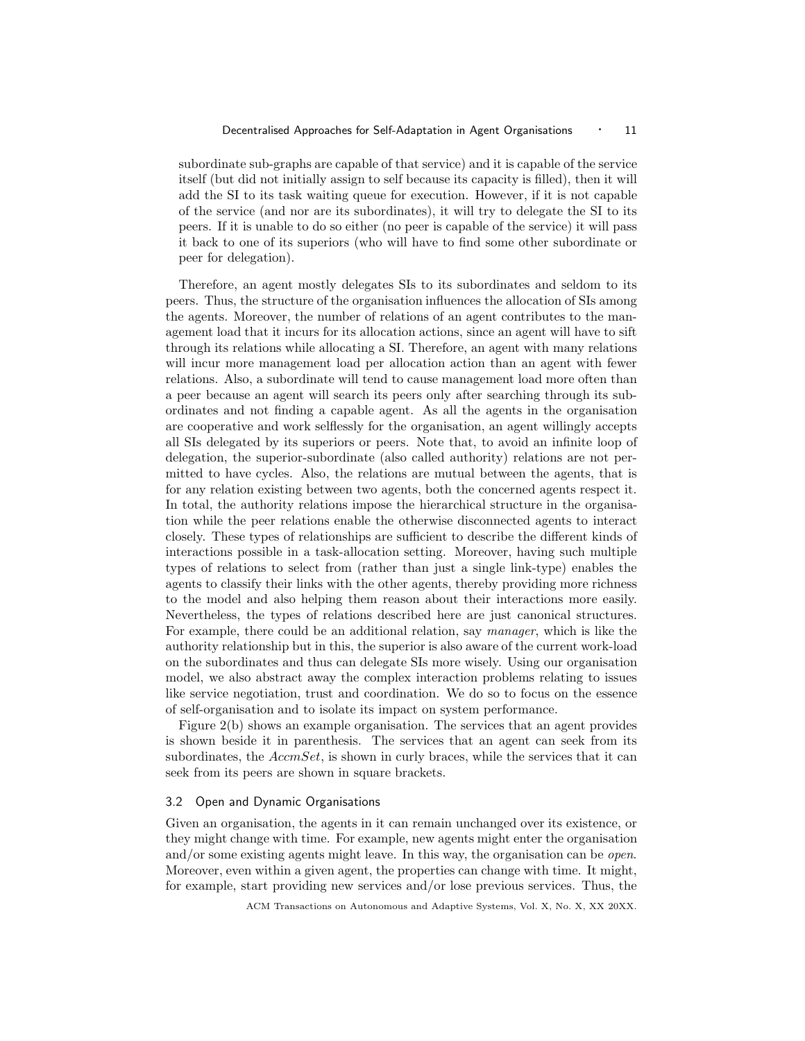subordinate sub-graphs are capable of that service) and it is capable of the service itself (but did not initially assign to self because its capacity is filled), then it will add the SI to its task waiting queue for execution. However, if it is not capable of the service (and nor are its subordinates), it will try to delegate the SI to its peers. If it is unable to do so either (no peer is capable of the service) it will pass it back to one of its superiors (who will have to find some other subordinate or peer for delegation).

Therefore, an agent mostly delegates SIs to its subordinates and seldom to its peers. Thus, the structure of the organisation influences the allocation of SIs among the agents. Moreover, the number of relations of an agent contributes to the management load that it incurs for its allocation actions, since an agent will have to sift through its relations while allocating a SI. Therefore, an agent with many relations will incur more management load per allocation action than an agent with fewer relations. Also, a subordinate will tend to cause management load more often than a peer because an agent will search its peers only after searching through its subordinates and not finding a capable agent. As all the agents in the organisation are cooperative and work selflessly for the organisation, an agent willingly accepts all SIs delegated by its superiors or peers. Note that, to avoid an infinite loop of delegation, the superior-subordinate (also called authority) relations are not permitted to have cycles. Also, the relations are mutual between the agents, that is for any relation existing between two agents, both the concerned agents respect it. In total, the authority relations impose the hierarchical structure in the organisation while the peer relations enable the otherwise disconnected agents to interact closely. These types of relationships are sufficient to describe the different kinds of interactions possible in a task-allocation setting. Moreover, having such multiple types of relations to select from (rather than just a single link-type) enables the agents to classify their links with the other agents, thereby providing more richness to the model and also helping them reason about their interactions more easily. Nevertheless, the types of relations described here are just canonical structures. For example, there could be an additional relation, say *manager*, which is like the authority relationship but in this, the superior is also aware of the current work-load on the subordinates and thus can delegate SIs more wisely. Using our organisation model, we also abstract away the complex interaction problems relating to issues like service negotiation, trust and coordination. We do so to focus on the essence of self-organisation and to isolate its impact on system performance.

Figure 2(b) shows an example organisation. The services that an agent provides is shown beside it in parenthesis. The services that an agent can seek from its subordinates, the *AccmSet*, is shown in curly braces, while the services that it can seek from its peers are shown in square brackets.

### 3.2 Open and Dynamic Organisations

Given an organisation, the agents in it can remain unchanged over its existence, or they might change with time. For example, new agents might enter the organisation and/or some existing agents might leave. In this way, the organisation can be *open*. Moreover, even within a given agent, the properties can change with time. It might, for example, start providing new services and/or lose previous services. Thus, the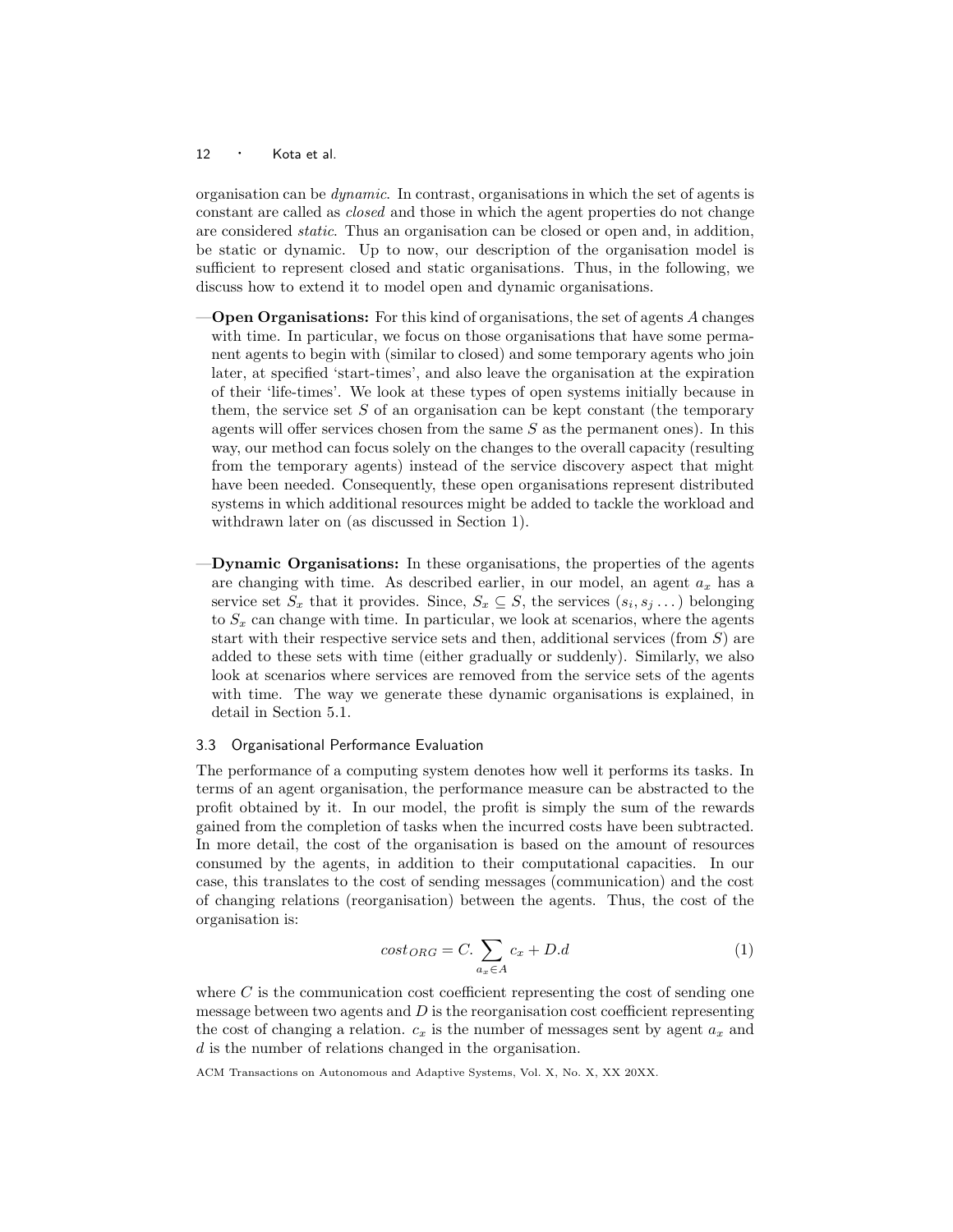organisation can be *dynamic*. In contrast, organisations in which the set of agents is constant are called as *closed* and those in which the agent properties do not change are considered *static*. Thus an organisation can be closed or open and, in addition, be static or dynamic. Up to now, our description of the organisation model is sufficient to represent closed and static organisations. Thus, in the following, we discuss how to extend it to model open and dynamic organisations.

—**Open Organisations:** For this kind of organisations, the set of agents $A$ changes with time. In particular, we focus on those organisations that have some permanent agents to begin with (similar to closed) and some temporary agents who join later, at specified 'start-times', and also leave the organisation at the expiration of their 'life-times'. We look at these types of open systems initially because in them, the service set $S$ of an organisation can be kept constant (the temporary agents will offer services chosen from the same $S$ as the permanent ones). In this way, our method can focus solely on the changes to the overall capacity (resulting from the temporary agents) instead of the service discovery aspect that might have been needed. Consequently, these open organisations represent distributed systems in which additional resources might be added to tackle the workload and withdrawn later on (as discussed in Section 1).

—**Dynamic Organisations:** In these organisations, the properties of the agents are changing with time. As described earlier, in our model, an agent $a_x$ has a service set $S_x$ that it provides. Since, $S_x \subseteq S$, the services $(s_i, s_j \dots)$ belonging to $S_x$ can change with time. In particular, we look at scenarios, where the agents start with their respective service sets and then, additional services (from $S$) are added to these sets with time (either gradually or suddenly). Similarly, we also look at scenarios where services are removed from the service sets of the agents with time. The way we generate these dynamic organisations is explained, in detail in Section 5.1.

### 3.3 Organisational Performance Evaluation

The performance of a computing system denotes how well it performs its tasks. In terms of an agent organisation, the performance measure can be abstracted to the profit obtained by it. In our model, the profit is simply the sum of the rewards gained from the completion of tasks when the incurred costs have been subtracted. In more detail, the cost of the organisation is based on the amount of resources consumed by the agents, in addition to their computational capacities. In our case, this translates to the cost of sending messages (communication) and the cost of changing relations (reorganisation) between the agents. Thus, the cost of the organisation is:

$$cost_{ORG} = C.\sum_{a_x \in A} c_x + D.d \tag{1}$$

where $C$ is the communication cost coefficient representing the cost of sending one message between two agents and $D$ is the reorganisation cost coefficient representing the cost of changing a relation. $c_x$ is the number of messages sent by agent $a_x$ and $d$ is the number of relations changed in the organisation.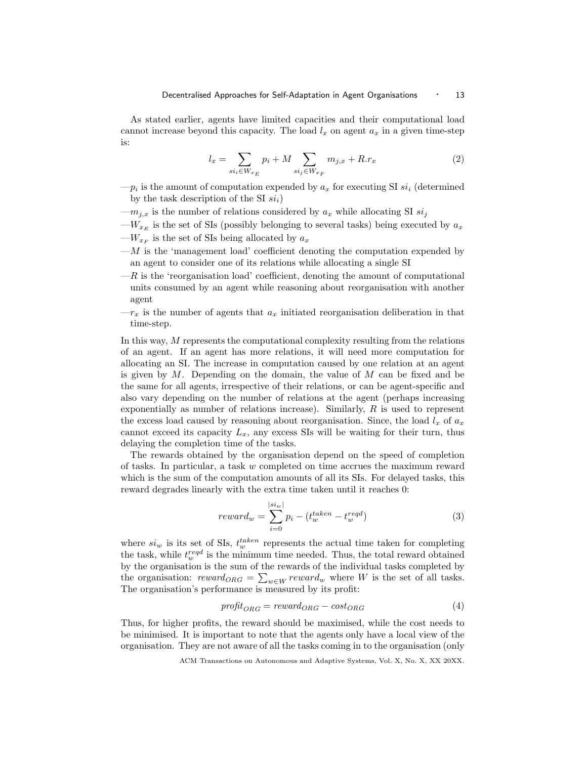As stated earlier, agents have limited capacities and their computational load cannot increase beyond this capacity. The load $l_x$ on agent $a_x$ in a given time-step is:

$$l_x = \sum_{si_i \in W_{x_E}} p_i + M \sum_{si_j \in W_{x_F}} m_{j,x} + R.r_x \tag{2}$$

- $p_i$ is the amount of computation expended by $a_x$ for executing SI $si_i$ (determined by the task description of the SI $si_i$)
- $m_{j,x}$ is the number of relations considered by $a_x$ while allocating SI $si_j$
- $W_{x_E}$ is the set of SIs (possibly belonging to several tasks) being executed by $a_x$
- $W_{x_F}$ is the set of SIs being allocated by $a_x$
- $M$ is the 'management load' coefficient denoting the computation expended by an agent to consider one of its relations while allocating a single SI
- $R$ is the 'reorganisation load' coefficient, denoting the amount of computational units consumed by an agent while reasoning about reorganisation with another agent
- $r_x$ is the number of agents that $a_x$ initiated reorganisation deliberation in that time-step.

In this way, $M$ represents the computational complexity resulting from the relations of an agent. If an agent has more relations, it will need more computation for allocating an SI. The increase in computation caused by one relation at an agent is given by $M$. Depending on the domain, the value of $M$ can be fixed and be the same for all agents, irrespective of their relations, or can be agent-specific and also vary depending on the number of relations at the agent (perhaps increasing exponentially as number of relations increase). Similarly, $R$ is used to represent the excess load caused by reasoning about reorganisation. Since, the load $l_x$ of $a_x$ cannot exceed its capacity $L_x$, any excess SIs will be waiting for their turn, thus delaying the completion time of the tasks.

The rewards obtained by the organisation depend on the speed of completion of tasks. In particular, a task $w$ completed on time accrues the maximum reward which is the sum of the computation amounts of all its SIs. For delayed tasks, this reward degrades linearly with the extra time taken until it reaches 0:

$$reward_w = \sum_{i=0}^{|si_w|} p_i - (t_w^{taken} - t_w^{reqd}) \tag{3}$$

where $si_w$ is its set of SIs, $t_w^{taken}$ represents the actual time taken for completing the task, while $t_w^{reqd}$ is the minimum time needed. Thus, the total reward obtained by the organisation is the sum of the rewards of the individual tasks completed by the organisation: $reward_{ORG} = \sum_{w \in W} reward_w$ where $W$ is the set of all tasks. The organisation's performance is measured by its profit:

$$profit_{ORG} = reward_{ORG} - cost_{ORG} \tag{4}$$

Thus, for higher profits, the reward should be maximised, while the cost needs to be minimised. It is important to note that the agents only have a local view of the organisation. They are not aware of all the tasks coming in to the organisation (only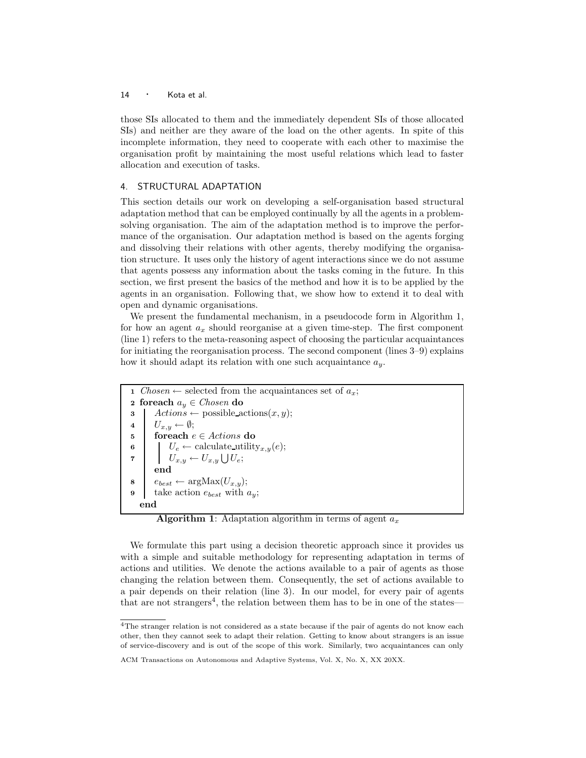those SIs allocated to them and the immediately dependent SIs of those allocated SIs) and neither are they aware of the load on the other agents. In spite of this incomplete information, they need to cooperate with each other to maximise the organisation profit by maintaining the most useful relations which lead to faster allocation and execution of tasks.

## 4. STRUCTURAL ADAPTATION

This section details our work on developing a self-organisation based structural adaptation method that can be employed continually by all the agents in a problem-solving organisation. The aim of the adaptation method is to improve the performance of the organisation. Our adaptation method is based on the agents forging and dissolving their relations with other agents, thereby modifying the organisation structure. It uses only the history of agent interactions since we do not assume that agents possess any information about the tasks coming in the future. In this section, we first present the basics of the method and how it is to be applied by the agents in an organisation. Following that, we show how to extend it to deal with open and dynamic organisations.

We present the fundamental mechanism, in a pseudocode form in Algorithm 1, for how an agent $a_x$ should reorganise at a given time-step. The first component (line 1) refers to the meta-reasoning aspect of choosing the particular acquaintances for initiating the reorganisation process. The second component (lines 3–9) explains how it should adapt its relation with one such acquaintance $a_y$.

```
1  Chosen ← selected from the acquaintances set of a_x;
2  foreach a_y ∈ Chosen do
3      Actions ← possible_actions(x, y);
4      U_{x,y} ← ∅;
5      foreach e ∈ Actions do
6          U_e ← calculate_utility_{x,y}(e);
7          U_{x,y} ← U_{x,y} ⋃ U_e;
       end
8      e_best ← argMax(U_{x,y});
9      take action e_best with a_y;
   end
```

**Algorithm 1**: Adaptation algorithm in terms of agent $a_x$

We formulate this part using a decision theoretic approach since it provides us with a simple and suitable methodology for representing adaptation in terms of actions and utilities. We denote the actions available to a pair of agents as those changing the relation between them. Consequently, the set of actions available to a pair depends on their relation (line 3). In our model, for every pair of agents that are not strangers[4], the relation between them has to be in one of the states—

[4]The stranger relation is not considered as a state because if the pair of agents do not know each other, then they cannot seek to adapt their relation. Getting to know about strangers is an issue of service-discovery and is out of the scope of this work. Similarly, two acquaintances can only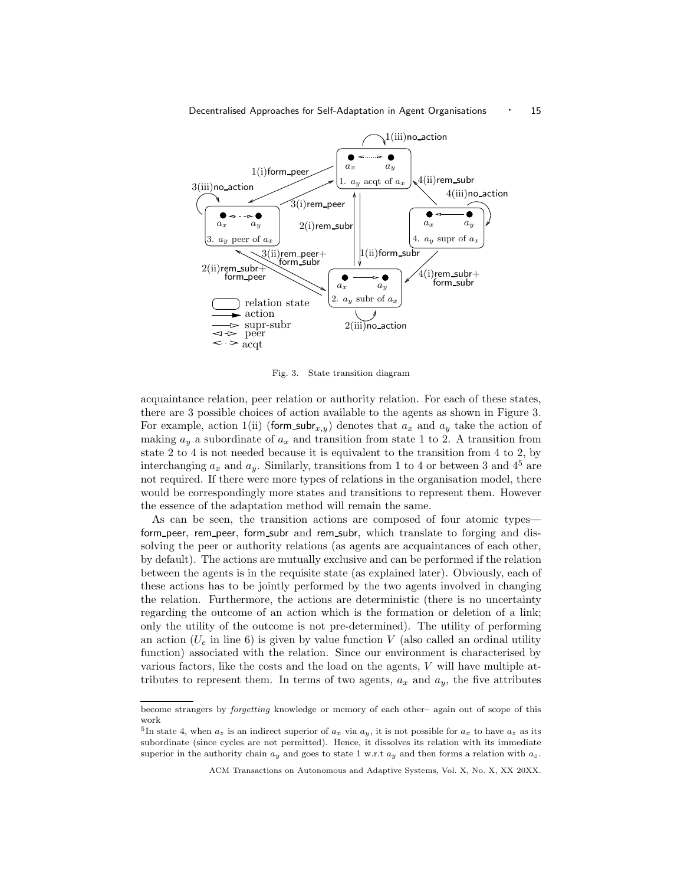Fig. 3. State transition diagram

acquaintance relation, peer relation or authority relation. For each of these states, there are 3 possible choices of action available to the agents as shown in Figure 3. For example, action 1(ii) ($\mathsf{form\_subr}_{x,y}$) denotes that $a_x$ and $a_y$ take the action of making $a_y$ a subordinate of $a_x$ and transition from state 1 to 2. A transition from state 2 to 4 is not needed because it is equivalent to the transition from 4 to 2, by interchanging $a_x$ and $a_y$. Similarly, transitions from 1 to 4 or between 3 and 4[5] are not required. If there were more types of relations in the organisation model, there would be correspondingly more states and transitions to represent them. However the essence of the adaptation method will remain the same.

As can be seen, the transition actions are composed of four atomic types— form_peer, rem_peer, form_subr and rem_subr, which translate to forging and dissolving the peer or authority relations (as agents are acquaintances of each other, by default). The actions are mutually exclusive and can be performed if the relation between the agents is in the requisite state (as explained later). Obviously, each of these actions has to be jointly performed by the two agents involved in changing the relation. Furthermore, the actions are deterministic (there is no uncertainty regarding the outcome of an action which is the formation or deletion of a link; only the utility of the outcome is not pre-determined). The utility of performing an action ($U_e$ in line 6) is given by value function $V$ (also called an ordinal utility function) associated with the relation. Since our environment is characterised by various factors, like the costs and the load on the agents, $V$ will have multiple attributes to represent them. In terms of two agents, $a_x$ and $a_y$, the five attributes

become strangers by *forgetting* knowledge or memory of each other– again out of scope of this work

[5] In state 4, when $a_z$ is an indirect superior of $a_x$ via $a_y$, it is not possible for $a_x$ to have $a_z$ as its subordinate (since cycles are not permitted). Hence, it dissolves its relation with its immediate superior in the authority chain $a_y$ and goes to state 1 w.r.t $a_y$ and then forms a relation with $a_z$.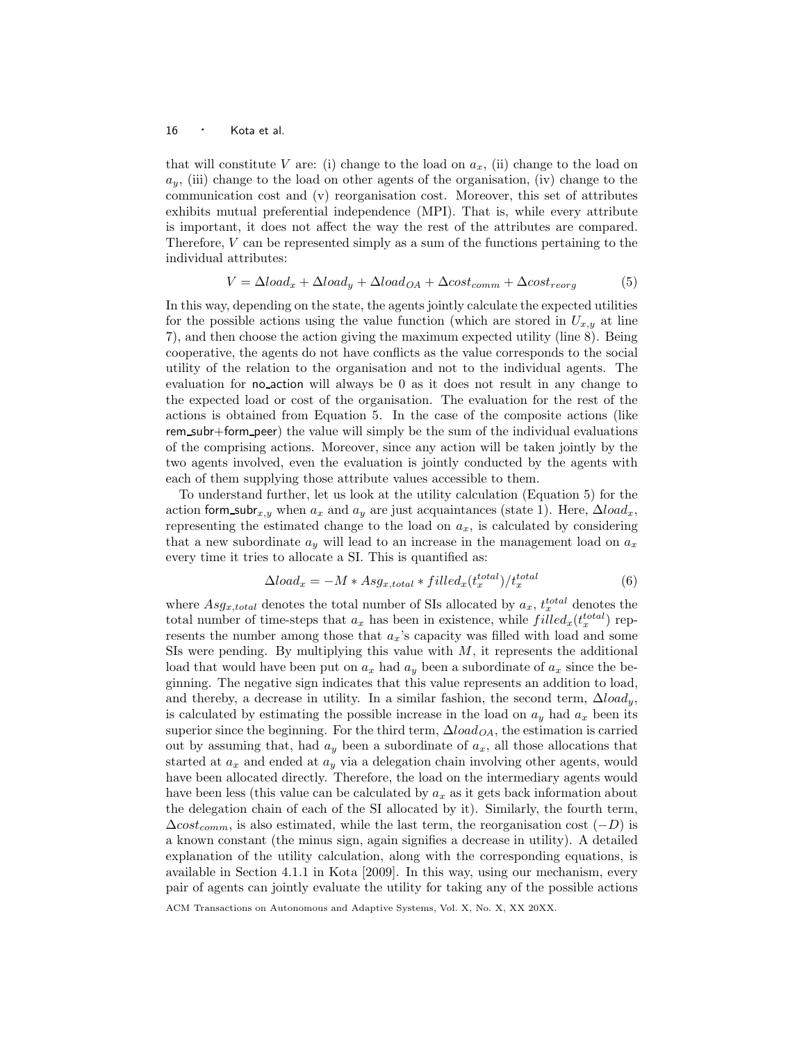that will constitute $V$ are: (i) change to the load on $a_x$, (ii) change to the load on $a_y$, (iii) change to the load on other agents of the organisation, (iv) change to the communication cost and (v) reorganisation cost. Moreover, this set of attributes exhibits mutual preferential independence (MPI). That is, while every attribute is important, it does not affect the way the rest of the attributes are compared. Therefore, $V$ can be represented simply as a sum of the functions pertaining to the individual attributes:

$$V = \Delta load_x + \Delta load_y + \Delta load_{OA} + \Delta cost_{comm} + \Delta cost_{reorg} \tag{5}$$

In this way, depending on the state, the agents jointly calculate the expected utilities for the possible actions using the value function (which are stored in $U_{x,y}$ at line 7), and then choose the action giving the maximum expected utility (line 8). Being cooperative, the agents do not have conflicts as the value corresponds to the social utility of the relation to the organisation and not to the individual agents. The evaluation for no_action will always be 0 as it does not result in any change to the expected load or cost of the organisation. The evaluation for the rest of the actions is obtained from Equation 5. In the case of the composite actions (like rem_subr+form_peer) the value will simply be the sum of the individual evaluations of the comprising actions. Moreover, since any action will be taken jointly by the two agents involved, even the evaluation is jointly conducted by the agents with each of them supplying those attribute values accessible to them.

To understand further, let us look at the utility calculation (Equation 5) for the action form_subr$_{x,y}$ when $a_x$ and $a_y$ are just acquaintances (state 1). Here, $\Delta load_x$, representing the estimated change to the load on $a_x$, is calculated by considering that a new subordinate $a_y$ will lead to an increase in the management load on $a_x$ every time it tries to allocate a SI. This is quantified as:

$$\Delta load_x = -M * Asg_{x,total} * filled_x(t_x^{total})/t_x^{total} \tag{6}$$

where $Asg_{x,total}$ denotes the total number of SIs allocated by $a_x$, $t_x^{total}$ denotes the total number of time-steps that $a_x$ has been in existence, while $filled_x(t_x^{total})$ represents the number among those that $a_x$'s capacity was filled with load and some SIs were pending. By multiplying this value with $M$, it represents the additional load that would have been put on $a_x$ had $a_y$ been a subordinate of $a_x$ since the beginning. The negative sign indicates that this value represents an addition to load, and thereby, a decrease in utility. In a similar fashion, the second term, $\Delta load_y$, is calculated by estimating the possible increase in the load on $a_y$ had $a_x$ been its superior since the beginning. For the third term, $\Delta load_{OA}$, the estimation is carried out by assuming that, had $a_y$ been a subordinate of $a_x$, all those allocations that started at $a_x$ and ended at $a_y$ via a delegation chain involving other agents, would have been allocated directly. Therefore, the load on the intermediary agents would have been less (this value can be calculated by $a_x$ as it gets back information about the delegation chain of each of the SI allocated by it). Similarly, the fourth term, $\Delta cost_{comm}$, is also estimated, while the last term, the reorganisation cost ($-D$) is a known constant (the minus sign, again signifies a decrease in utility). A detailed explanation of the utility calculation, along with the corresponding equations, is available in Section 4.1.1 in Kota [2009]. In this way, using our mechanism, every pair of agents can jointly evaluate the utility for taking any of the possible actions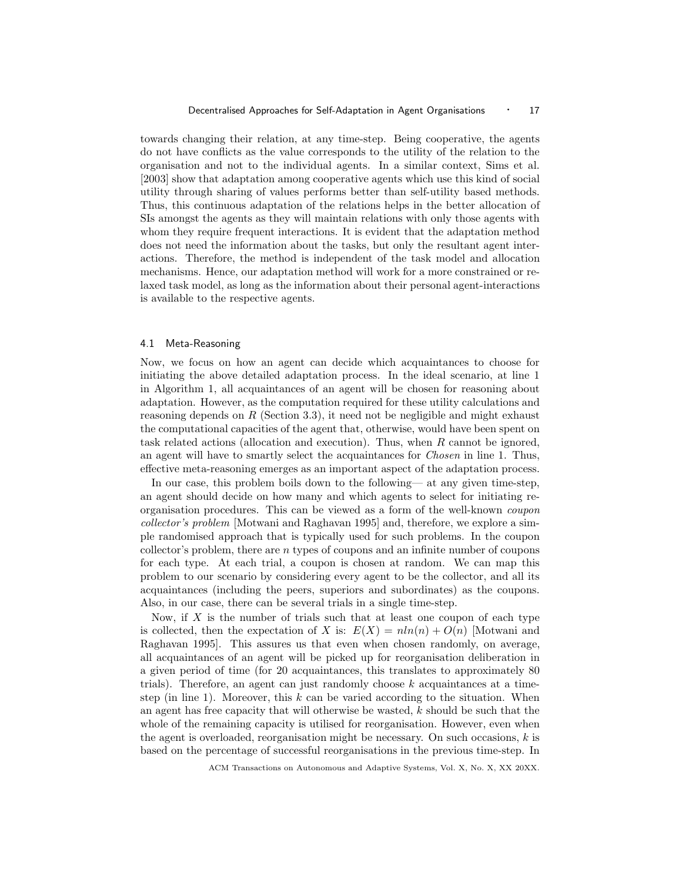towards changing their relation, at any time-step. Being cooperative, the agents do not have conflicts as the value corresponds to the utility of the relation to the organisation and not to the individual agents. In a similar context, Sims et al. [2003] show that adaptation among cooperative agents which use this kind of social utility through sharing of values performs better than self-utility based methods. Thus, this continuous adaptation of the relations helps in the better allocation of SIs amongst the agents as they will maintain relations with only those agents with whom they require frequent interactions. It is evident that the adaptation method does not need the information about the tasks, but only the resultant agent interactions. Therefore, the method is independent of the task model and allocation mechanisms. Hence, our adaptation method will work for a more constrained or relaxed task model, as long as the information about their personal agent-interactions is available to the respective agents.

### 4.1 Meta-Reasoning

Now, we focus on how an agent can decide which acquaintances to choose for initiating the above detailed adaptation process. In the ideal scenario, at line 1 in Algorithm 1, all acquaintances of an agent will be chosen for reasoning about adaptation. However, as the computation required for these utility calculations and reasoning depends on $R$ (Section 3.3), it need not be negligible and might exhaust the computational capacities of the agent that, otherwise, would have been spent on task related actions (allocation and execution). Thus, when $R$ cannot be ignored, an agent will have to smartly select the acquaintances for *Chosen* in line 1. Thus, effective meta-reasoning emerges as an important aspect of the adaptation process.

In our case, this problem boils down to the following— at any given time-step, an agent should decide on how many and which agents to select for initiating reorganisation procedures. This can be viewed as a form of the well-known *coupon collector's problem* [Motwani and Raghavan 1995] and, therefore, we explore a simple randomised approach that is typically used for such problems. In the coupon collector's problem, there are $n$ types of coupons and an infinite number of coupons for each type. At each trial, a coupon is chosen at random. We can map this problem to our scenario by considering every agent to be the collector, and all its acquaintances (including the peers, superiors and subordinates) as the coupons. Also, in our case, there can be several trials in a single time-step.

Now, if $X$ is the number of trials such that at least one coupon of each type is collected, then the expectation of $X$ is: $E(X) = nln(n) + O(n)$ [Motwani and Raghavan 1995]. This assures us that even when chosen randomly, on average, all acquaintances of an agent will be picked up for reorganisation deliberation in a given period of time (for 20 acquaintances, this translates to approximately 80 trials). Therefore, an agent can just randomly choose $k$ acquaintances at a time-step (in line 1). Moreover, this $k$ can be varied according to the situation. When an agent has free capacity that will otherwise be wasted, $k$ should be such that the whole of the remaining capacity is utilised for reorganisation. However, even when the agent is overloaded, reorganisation might be necessary. On such occasions, $k$ is based on the percentage of successful reorganisations in the previous time-step. In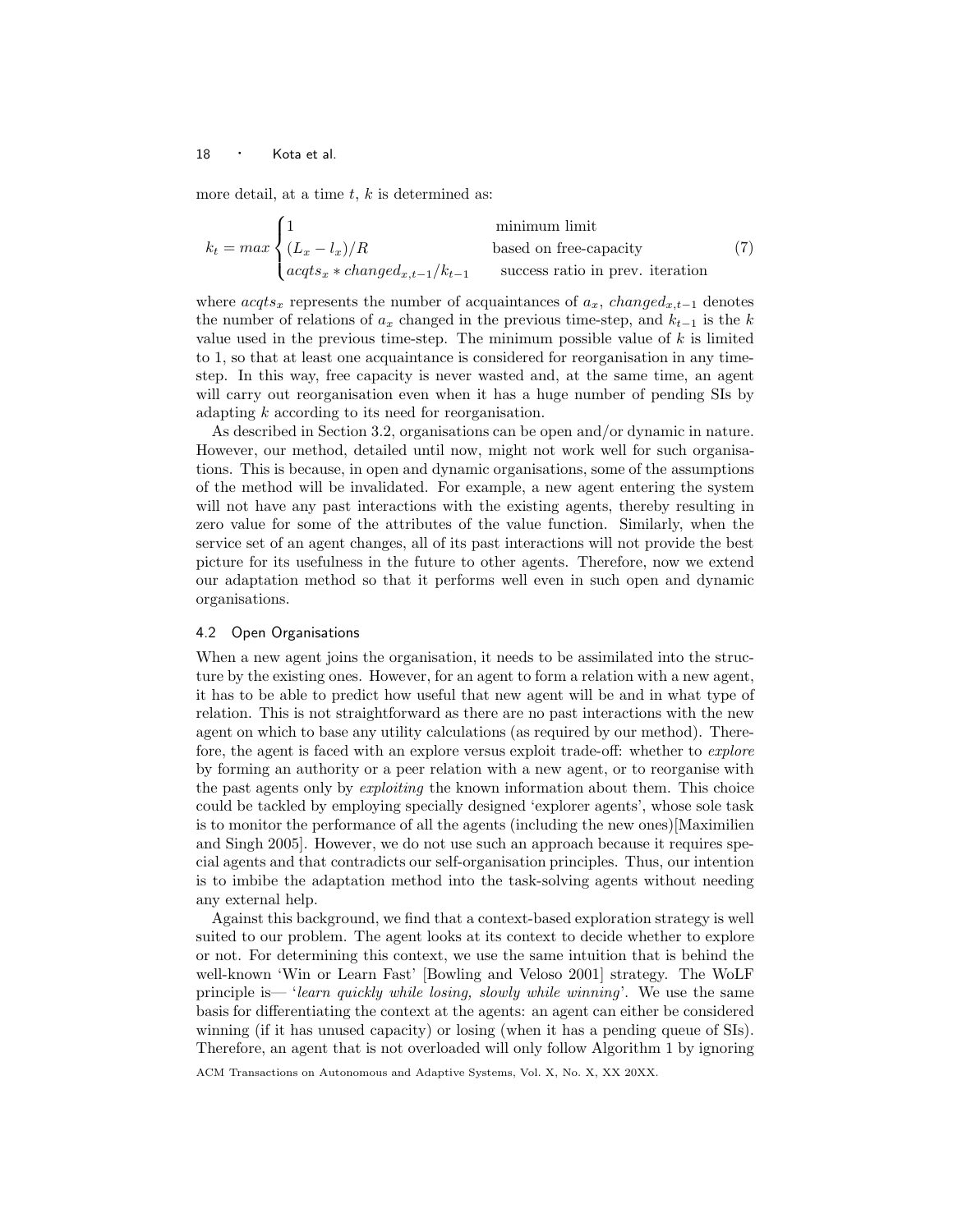more detail, at a time $t$, $k$ is determined as:

$$k_t = max \begin{cases} 1 & \text{minimum limit} \\ (L_x - l_x)/R & \text{based on free-capacity} \\ acqts_x * changed_{x,t-1}/k_{t-1} & \text{success ratio in prev. iteration} \end{cases} \quad (7)$$

where $acqts_x$ represents the number of acquaintances of $a_x$, $changed_{x,t-1}$ denotes the number of relations of $a_x$ changed in the previous time-step, and $k_{t-1}$ is the $k$ value used in the previous time-step. The minimum possible value of $k$ is limited to 1, so that at least one acquaintance is considered for reorganisation in any time-step. In this way, free capacity is never wasted and, at the same time, an agent will carry out reorganisation even when it has a huge number of pending SIs by adapting $k$ according to its need for reorganisation.

As described in Section 3.2, organisations can be open and/or dynamic in nature. However, our method, detailed until now, might not work well for such organisations. This is because, in open and dynamic organisations, some of the assumptions of the method will be invalidated. For example, a new agent entering the system will not have any past interactions with the existing agents, thereby resulting in zero value for some of the attributes of the value function. Similarly, when the service set of an agent changes, all of its past interactions will not provide the best picture for its usefulness in the future to other agents. Therefore, now we extend our adaptation method so that it performs well even in such open and dynamic organisations.

### 4.2 Open Organisations

When a new agent joins the organisation, it needs to be assimilated into the structure by the existing ones. However, for an agent to form a relation with a new agent, it has to be able to predict how useful that new agent will be and in what type of relation. This is not straightforward as there are no past interactions with the new agent on which to base any utility calculations (as required by our method). Therefore, the agent is faced with an explore versus exploit trade-off: whether to *explore* by forming an authority or a peer relation with a new agent, or to reorganise with the past agents only by *exploiting* the known information about them. This choice could be tackled by employing specially designed 'explorer agents', whose sole task is to monitor the performance of all the agents (including the new ones)[Maximilien and Singh 2005]. However, we do not use such an approach because it requires special agents and that contradicts our self-organisation principles. Thus, our intention is to imbibe the adaptation method into the task-solving agents without needing any external help.

Against this background, we find that a context-based exploration strategy is well suited to our problem. The agent looks at its context to decide whether to explore or not. For determining this context, we use the same intuition that is behind the well-known 'Win or Learn Fast' [Bowling and Veloso 2001] strategy. The WoLF principle is— '*learn quickly while losing, slowly while winning*'. We use the same basis for differentiating the context at the agents: an agent can either be considered winning (if it has unused capacity) or losing (when it has a pending queue of SIs). Therefore, an agent that is not overloaded will only follow Algorithm 1 by ignoring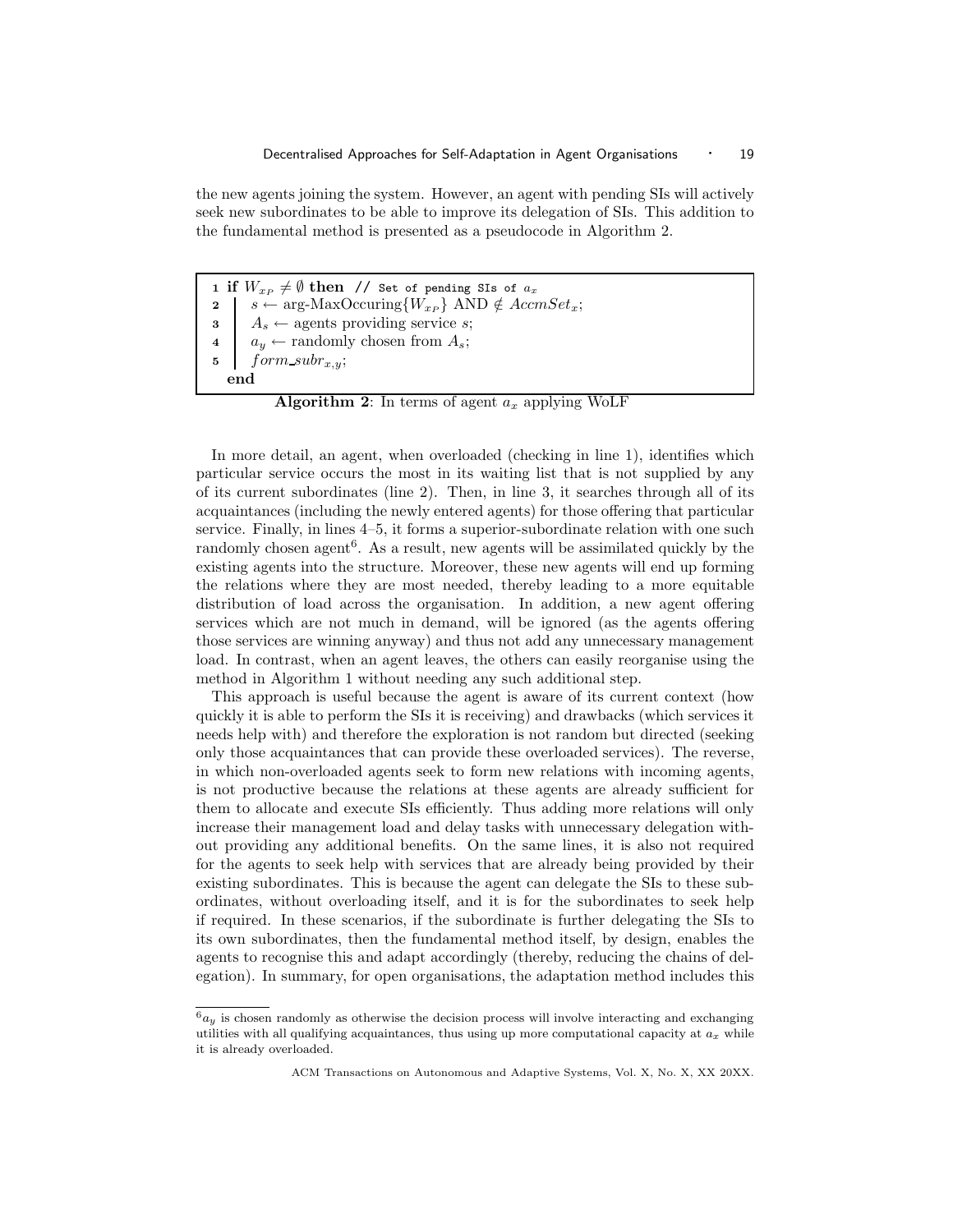the new agents joining the system. However, an agent with pending SIs will actively seek new subordinates to be able to improve its delegation of SIs. This addition to the fundamental method is presented as a pseudocode in Algorithm 2.

```
1 if W_{xP} ≠ ∅ then // Set of pending SIs of a_x
2     s ← arg-MaxOccuring{W_{xP}} AND ∉ AccmSet_x;
3     A_s ← agents providing service s;
4     a_y ← randomly chosen from A_s;
5     form_subr_{x,y};
  end
```

**Algorithm 2**: In terms of agent $a_x$ applying WoLF

In more detail, an agent, when overloaded (checking in line 1), identifies which particular service occurs the most in its waiting list that is not supplied by any of its current subordinates (line 2). Then, in line 3, it searches through all of its acquaintances (including the newly entered agents) for those offering that particular service. Finally, in lines 4–5, it forms a superior-subordinate relation with one such randomly chosen agent[6]. As a result, new agents will be assimilated quickly by the existing agents into the structure. Moreover, these new agents will end up forming the relations where they are most needed, thereby leading to a more equitable distribution of load across the organisation. In addition, a new agent offering services which are not much in demand, will be ignored (as the agents offering those services are winning anyway) and thus not add any unnecessary management load. In contrast, when an agent leaves, the others can easily reorganise using the method in Algorithm 1 without needing any such additional step.

This approach is useful because the agent is aware of its current context (how quickly it is able to perform the SIs it is receiving) and drawbacks (which services it needs help with) and therefore the exploration is not random but directed (seeking only those acquaintances that can provide these overloaded services). The reverse, in which non-overloaded agents seek to form new relations with incoming agents, is not productive because the relations at these agents are already sufficient for them to allocate and execute SIs efficiently. Thus adding more relations will only increase their management load and delay tasks with unnecessary delegation without providing any additional benefits. On the same lines, it is also not required for the agents to seek help with services that are already being provided by their existing subordinates. This is because the agent can delegate the SIs to these subordinates, without overloading itself, and it is for the subordinates to seek help if required. In these scenarios, if the subordinate is further delegating the SIs to its own subordinates, then the fundamental method itself, by design, enables the agents to recognise this and adapt accordingly (thereby, reducing the chains of delegation). In summary, for open organisations, the adaptation method includes this

[6] $a_y$ is chosen randomly as otherwise the decision process will involve interacting and exchanging utilities with all qualifying acquaintances, thus using up more computational capacity at $a_x$ while it is already overloaded.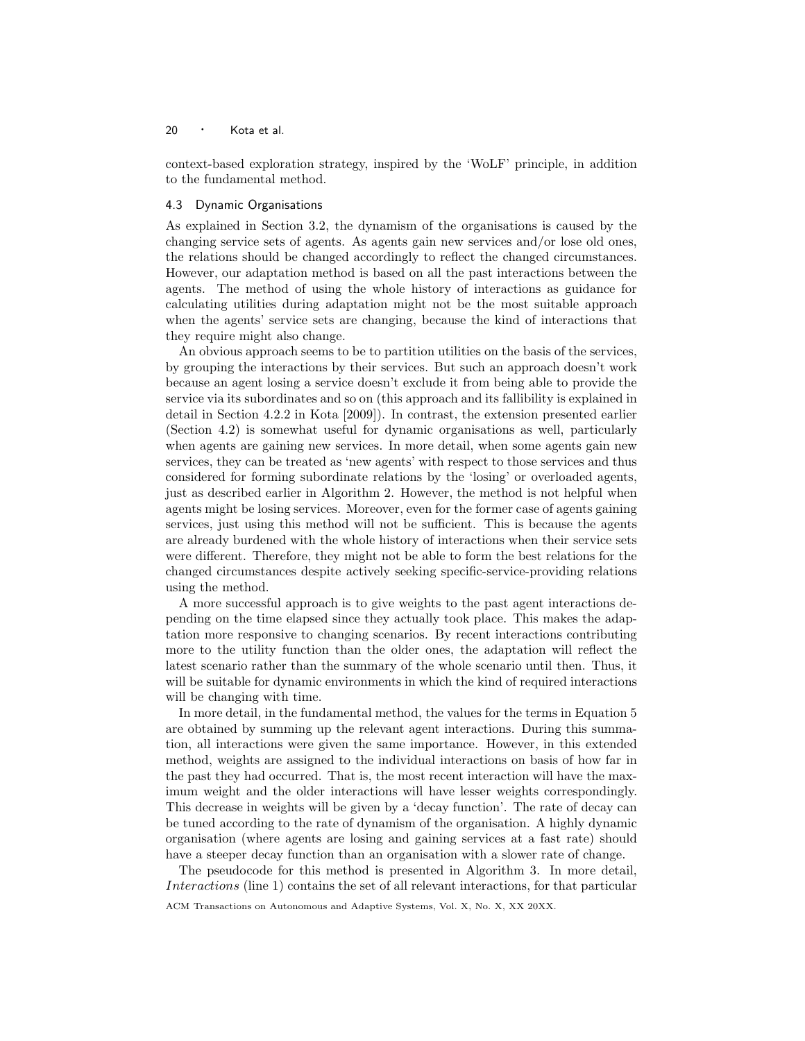context-based exploration strategy, inspired by the 'WoLF' principle, in addition to the fundamental method.

### 4.3 Dynamic Organisations

As explained in Section 3.2, the dynamism of the organisations is caused by the changing service sets of agents. As agents gain new services and/or lose old ones, the relations should be changed accordingly to reflect the changed circumstances. However, our adaptation method is based on all the past interactions between the agents. The method of using the whole history of interactions as guidance for calculating utilities during adaptation might not be the most suitable approach when the agents' service sets are changing, because the kind of interactions that they require might also change.

An obvious approach seems to be to partition utilities on the basis of the services, by grouping the interactions by their services. But such an approach doesn't work because an agent losing a service doesn't exclude it from being able to provide the service via its subordinates and so on (this approach and its fallibility is explained in detail in Section 4.2.2 in Kota [2009]). In contrast, the extension presented earlier (Section 4.2) is somewhat useful for dynamic organisations as well, particularly when agents are gaining new services. In more detail, when some agents gain new services, they can be treated as 'new agents' with respect to those services and thus considered for forming subordinate relations by the 'losing' or overloaded agents, just as described earlier in Algorithm 2. However, the method is not helpful when agents might be losing services. Moreover, even for the former case of agents gaining services, just using this method will not be sufficient. This is because the agents are already burdened with the whole history of interactions when their service sets were different. Therefore, they might not be able to form the best relations for the changed circumstances despite actively seeking specific-service-providing relations using the method.

A more successful approach is to give weights to the past agent interactions depending on the time elapsed since they actually took place. This makes the adaptation more responsive to changing scenarios. By recent interactions contributing more to the utility function than the older ones, the adaptation will reflect the latest scenario rather than the summary of the whole scenario until then. Thus, it will be suitable for dynamic environments in which the kind of required interactions will be changing with time.

In more detail, in the fundamental method, the values for the terms in Equation 5 are obtained by summing up the relevant agent interactions. During this summation, all interactions were given the same importance. However, in this extended method, weights are assigned to the individual interactions on basis of how far in the past they had occurred. That is, the most recent interaction will have the maximum weight and the older interactions will have lesser weights correspondingly. This decrease in weights will be given by a 'decay function'. The rate of decay can be tuned according to the rate of dynamism of the organisation. A highly dynamic organisation (where agents are losing and gaining services at a fast rate) should have a steeper decay function than an organisation with a slower rate of change.

The pseudocode for this method is presented in Algorithm 3. In more detail, *Interactions* (line 1) contains the set of all relevant interactions, for that particular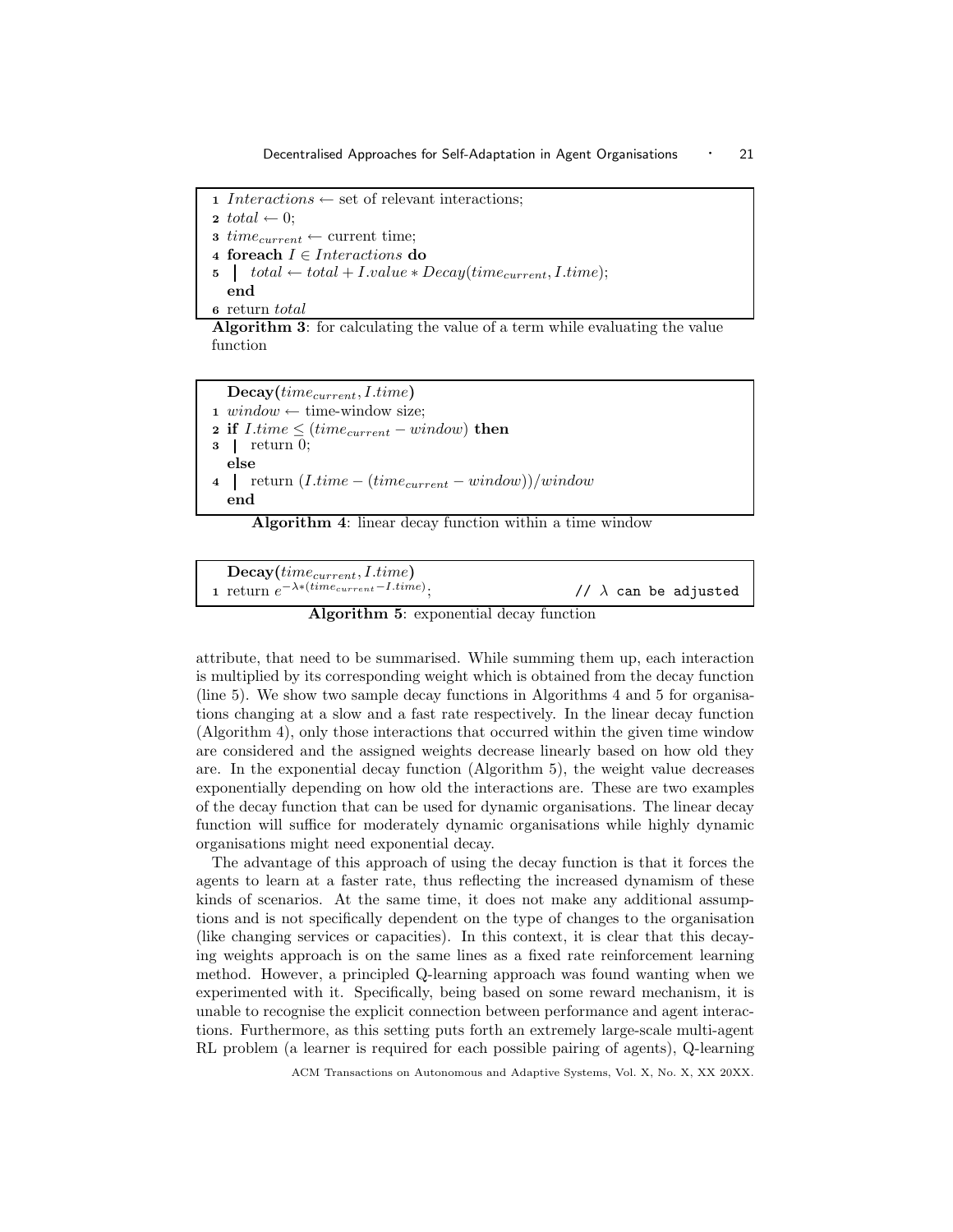```
1 Interactions ← set of relevant interactions;
2 total ← 0;
3 time_current ← current time;
4 foreach I ∈ Interactions do
5 |   total ← total + I.value * Decay(time_current, I.time);
  end
6 return total
```

**Algorithm 3**: for calculating the value of a term while evaluating the value function

```
  Decay(time_current, I.time)
1 window ← time-window size;
2 if I.time ≤ (time_current − window) then
3 |   return 0;
  else
4 |   return (I.time − (time_current − window))/window
  end
```

**Algorithm 4**: linear decay function within a time window

```
  Decay(time_current, I.time)
1 return e^(−λ*(time_current − I.time));          // λ can be adjusted
```

**Algorithm 5**: exponential decay function

attribute, that need to be summarised. While summing them up, each interaction is multiplied by its corresponding weight which is obtained from the decay function (line 5). We show two sample decay functions in Algorithms 4 and 5 for organisations changing at a slow and a fast rate respectively. In the linear decay function (Algorithm 4), only those interactions that occurred within the given time window are considered and the assigned weights decrease linearly based on how old they are. In the exponential decay function (Algorithm 5), the weight value decreases exponentially depending on how old the interactions are. These are two examples of the decay function that can be used for dynamic organisations. The linear decay function will suffice for moderately dynamic organisations while highly dynamic organisations might need exponential decay.

The advantage of this approach of using the decay function is that it forces the agents to learn at a faster rate, thus reflecting the increased dynamism of these kinds of scenarios. At the same time, it does not make any additional assumptions and is not specifically dependent on the type of changes to the organisation (like changing services or capacities). In this context, it is clear that this decaying weights approach is on the same lines as a fixed rate reinforcement learning method. However, a principled Q-learning approach was found wanting when we experimented with it. Specifically, being based on some reward mechanism, it is unable to recognise the explicit connection between performance and agent interactions. Furthermore, as this setting puts forth an extremely large-scale multi-agent RL problem (a learner is required for each possible pairing of agents), Q-learning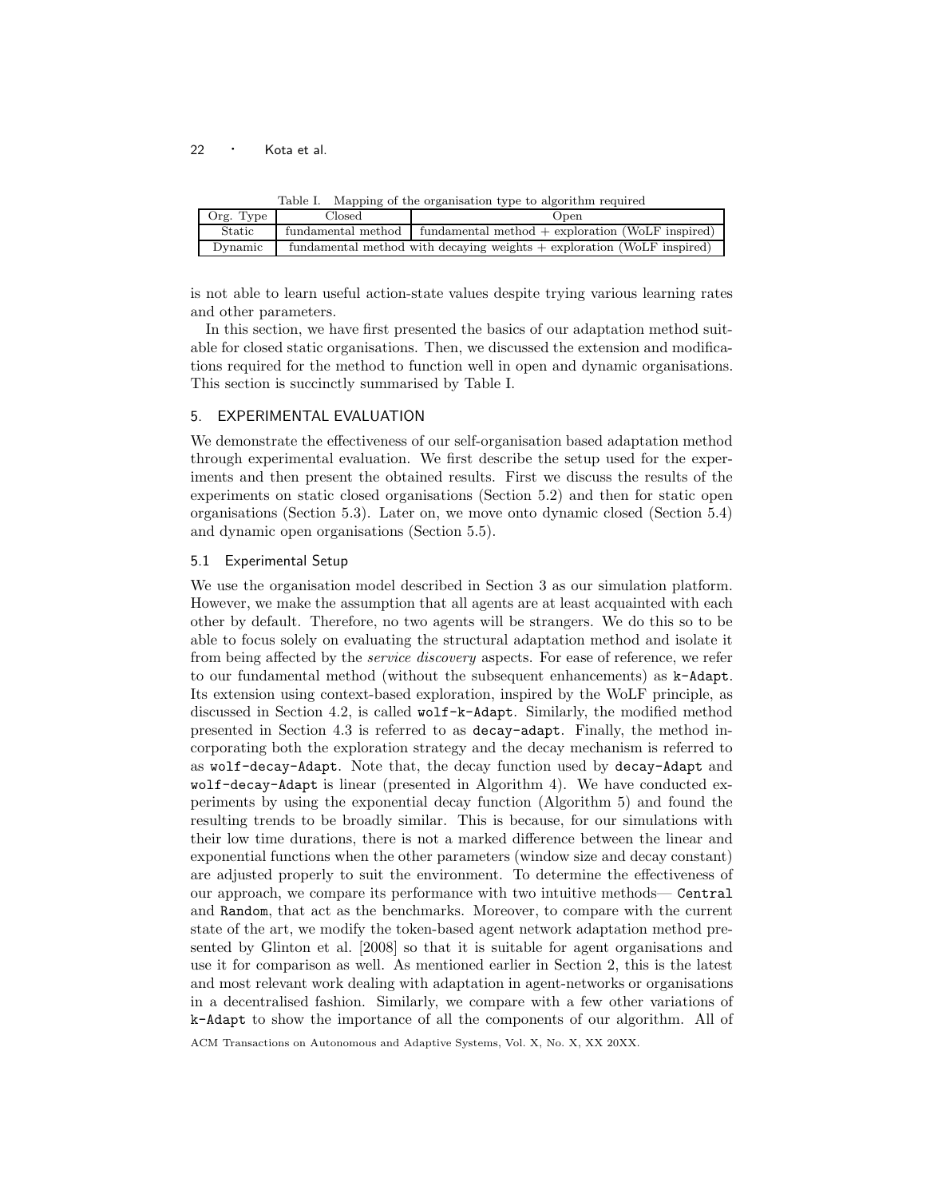Table I. Mapping of the organisation type to algorithm required

| Org. Type | Closed | Open |
|---|---|---|
| Static | fundamental method | fundamental method + exploration (WoLF inspired) |
| Dynamic | fundamental method with decaying weights + exploration (WoLF inspired) | |

is not able to learn useful action-state values despite trying various learning rates and other parameters.

In this section, we have first presented the basics of our adaptation method suitable for closed static organisations. Then, we discussed the extension and modifications required for the method to function well in open and dynamic organisations. This section is succinctly summarised by Table I.

## 5. EXPERIMENTAL EVALUATION

We demonstrate the effectiveness of our self-organisation based adaptation method through experimental evaluation. We first describe the setup used for the experiments and then present the obtained results. First we discuss the results of the experiments on static closed organisations (Section 5.2) and then for static open organisations (Section 5.3). Later on, we move onto dynamic closed (Section 5.4) and dynamic open organisations (Section 5.5).

### 5.1 Experimental Setup

We use the organisation model described in Section 3 as our simulation platform. However, we make the assumption that all agents are at least acquainted with each other by default. Therefore, no two agents will be strangers. We do this so to be able to focus solely on evaluating the structural adaptation method and isolate it from being affected by the *service discovery* aspects. For ease of reference, we refer to our fundamental method (without the subsequent enhancements) as `k-Adapt`. Its extension using context-based exploration, inspired by the WoLF principle, as discussed in Section 4.2, is called `wolf-k-Adapt`. Similarly, the modified method presented in Section 4.3 is referred to as `decay-adapt`. Finally, the method incorporating both the exploration strategy and the decay mechanism is referred to as `wolf-decay-Adapt`. Note that, the decay function used by `decay-Adapt` and `wolf-decay-Adapt` is linear (presented in Algorithm 4). We have conducted experiments by using the exponential decay function (Algorithm 5) and found the resulting trends to be broadly similar. This is because, for our simulations with their low time durations, there is not a marked difference between the linear and exponential functions when the other parameters (window size and decay constant) are adjusted properly to suit the environment. To determine the effectiveness of our approach, we compare its performance with two intuitive methods— `Central` and `Random`, that act as the benchmarks. Moreover, to compare with the current state of the art, we modify the token-based agent network adaptation method presented by Glinton et al. [2008] so that it is suitable for agent organisations and use it for comparison as well. As mentioned earlier in Section 2, this is the latest and most relevant work dealing with adaptation in agent-networks or organisations in a decentralised fashion. Similarly, we compare with a few other variations of `k-Adapt` to show the importance of all the components of our algorithm. All of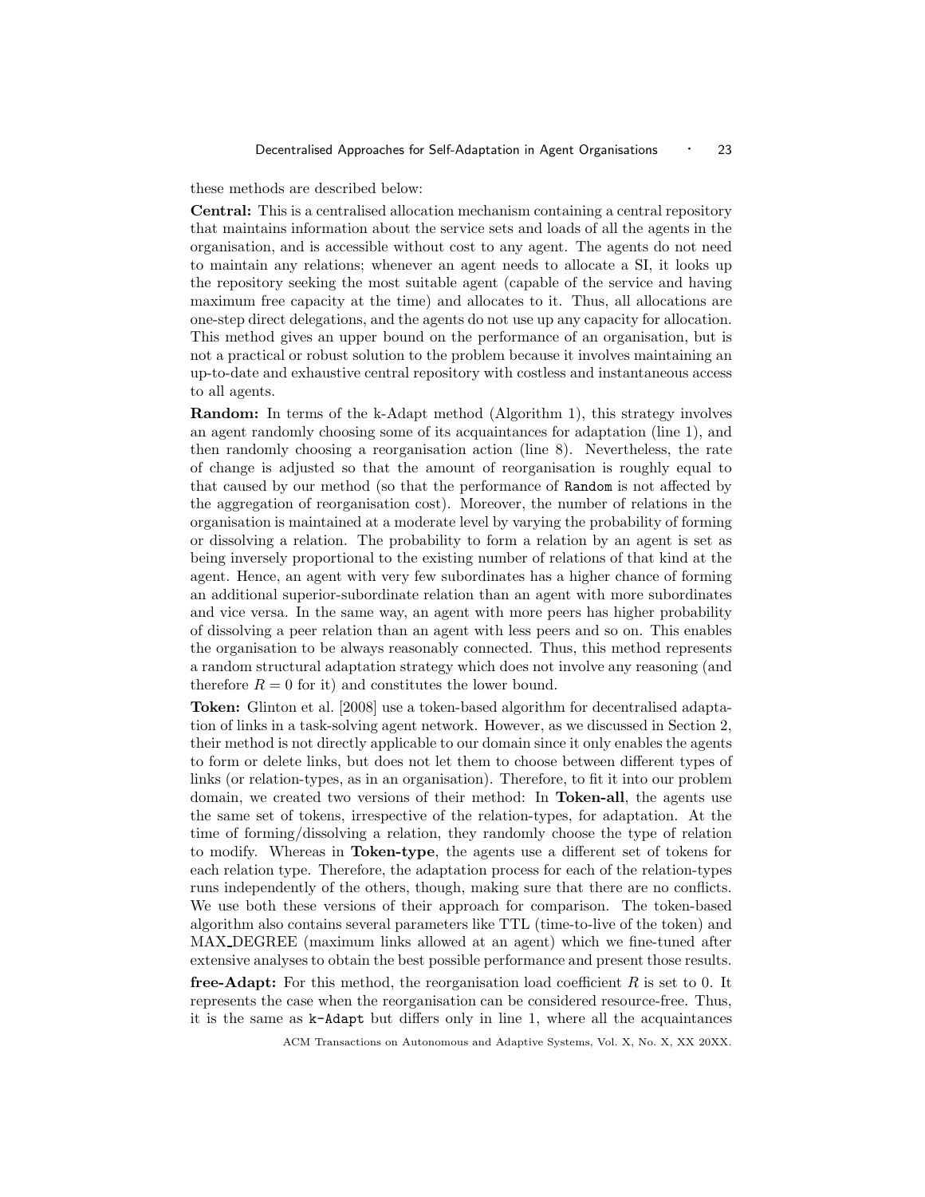these methods are described below:

**Central:** This is a centralised allocation mechanism containing a central repository that maintains information about the service sets and loads of all the agents in the organisation, and is accessible without cost to any agent. The agents do not need to maintain any relations; whenever an agent needs to allocate a SI, it looks up the repository seeking the most suitable agent (capable of the service and having maximum free capacity at the time) and allocates to it. Thus, all allocations are one-step direct delegations, and the agents do not use up any capacity for allocation. This method gives an upper bound on the performance of an organisation, but is not a practical or robust solution to the problem because it involves maintaining an up-to-date and exhaustive central repository with costless and instantaneous access to all agents.

**Random:** In terms of the k-Adapt method (Algorithm 1), this strategy involves an agent randomly choosing some of its acquaintances for adaptation (line 1), and then randomly choosing a reorganisation action (line 8). Nevertheless, the rate of change is adjusted so that the amount of reorganisation is roughly equal to that caused by our method (so that the performance of `Random` is not affected by the aggregation of reorganisation cost). Moreover, the number of relations in the organisation is maintained at a moderate level by varying the probability of forming or dissolving a relation. The probability to form a relation by an agent is set as being inversely proportional to the existing number of relations of that kind at the agent. Hence, an agent with very few subordinates has a higher chance of forming an additional superior-subordinate relation than an agent with more subordinates and vice versa. In the same way, an agent with more peers has higher probability of dissolving a peer relation than an agent with less peers and so on. This enables the organisation to be always reasonably connected. Thus, this method represents a random structural adaptation strategy which does not involve any reasoning (and therefore $R = 0$ for it) and constitutes the lower bound.

**Token:** Glinton et al. [2008] use a token-based algorithm for decentralised adaptation of links in a task-solving agent network. However, as we discussed in Section 2, their method is not directly applicable to our domain since it only enables the agents to form or delete links, but does not let them to choose between different types of links (or relation-types, as in an organisation). Therefore, to fit it into our problem domain, we created two versions of their method: In **Token-all**, the agents use the same set of tokens, irrespective of the relation-types, for adaptation. At the time of forming/dissolving a relation, they randomly choose the type of relation to modify. Whereas in **Token-type**, the agents use a different set of tokens for each relation type. Therefore, the adaptation process for each of the relation-types runs independently of the others, though, making sure that there are no conflicts. We use both these versions of their approach for comparison. The token-based algorithm also contains several parameters like TTL (time-to-live of the token) and MAX_DEGREE (maximum links allowed at an agent) which we fine-tuned after extensive analyses to obtain the best possible performance and present those results.

**free-Adapt:** For this method, the reorganisation load coefficient $R$ is set to 0. It represents the case when the reorganisation can be considered resource-free. Thus, it is the same as `k-Adapt` but differs only in line 1, where all the acquaintances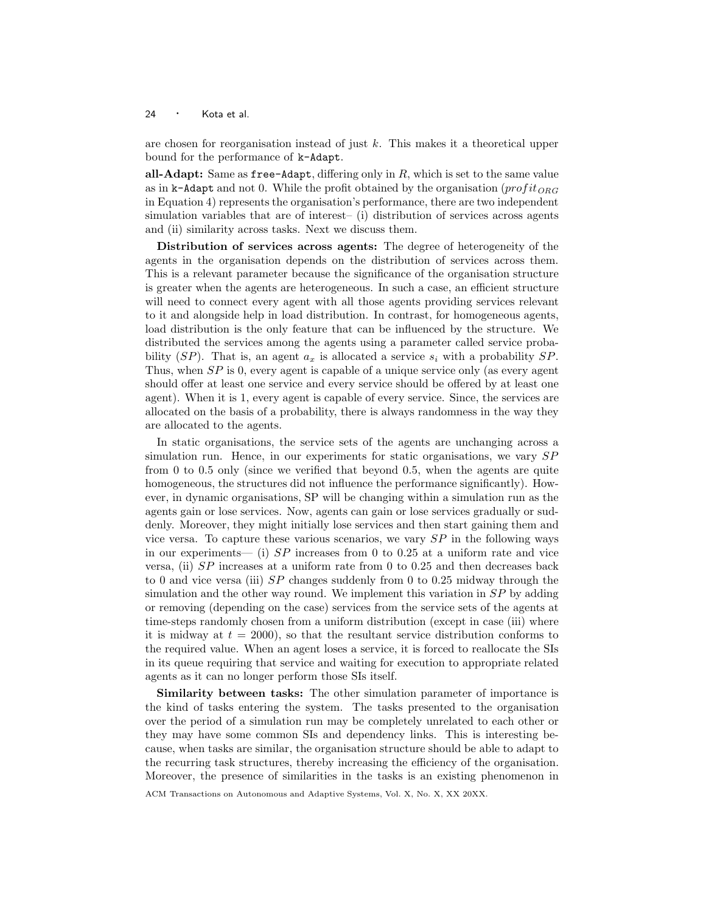are chosen for reorganisation instead of just $k$. This makes it a theoretical upper bound for the performance of `k-Adapt`.

**all-Adapt:** Same as `free-Adapt`, differing only in $R$, which is set to the same value as in `k-Adapt` and not 0. While the profit obtained by the organisation ($profit_{ORG}$ in Equation 4) represents the organisation's performance, there are two independent simulation variables that are of interest– (i) distribution of services across agents and (ii) similarity across tasks. Next we discuss them.

**Distribution of services across agents:** The degree of heterogeneity of the agents in the organisation depends on the distribution of services across them. This is a relevant parameter because the significance of the organisation structure is greater when the agents are heterogeneous. In such a case, an efficient structure will need to connect every agent with all those agents providing services relevant to it and alongside help in load distribution. In contrast, for homogeneous agents, load distribution is the only feature that can be influenced by the structure. We distributed the services among the agents using a parameter called service probability ($SP$). That is, an agent $a_x$ is allocated a service $s_i$ with a probability $SP$. Thus, when $SP$ is 0, every agent is capable of a unique service only (as every agent should offer at least one service and every service should be offered by at least one agent). When it is 1, every agent is capable of every service. Since, the services are allocated on the basis of a probability, there is always randomness in the way they are allocated to the agents.

In static organisations, the service sets of the agents are unchanging across a simulation run. Hence, in our experiments for static organisations, we vary $SP$ from 0 to 0.5 only (since we verified that beyond 0.5, when the agents are quite homogeneous, the structures did not influence the performance significantly). However, in dynamic organisations, SP will be changing within a simulation run as the agents gain or lose services. Now, agents can gain or lose services gradually or suddenly. Moreover, they might initially lose services and then start gaining them and vice versa. To capture these various scenarios, we vary $SP$ in the following ways in our experiments— (i) $SP$ increases from 0 to 0.25 at a uniform rate and vice versa, (ii) $SP$ increases at a uniform rate from 0 to 0.25 and then decreases back to 0 and vice versa (iii) $SP$ changes suddenly from 0 to 0.25 midway through the simulation and the other way round. We implement this variation in $SP$ by adding or removing (depending on the case) services from the service sets of the agents at time-steps randomly chosen from a uniform distribution (except in case (iii) where it is midway at $t = 2000$), so that the resultant service distribution conforms to the required value. When an agent loses a service, it is forced to reallocate the SIs in its queue requiring that service and waiting for execution to appropriate related agents as it can no longer perform those SIs itself.

**Similarity between tasks:** The other simulation parameter of importance is the kind of tasks entering the system. The tasks presented to the organisation over the period of a simulation run may be completely unrelated to each other or they may have some common SIs and dependency links. This is interesting because, when tasks are similar, the organisation structure should be able to adapt to the recurring task structures, thereby increasing the efficiency of the organisation. Moreover, the presence of similarities in the tasks is an existing phenomenon in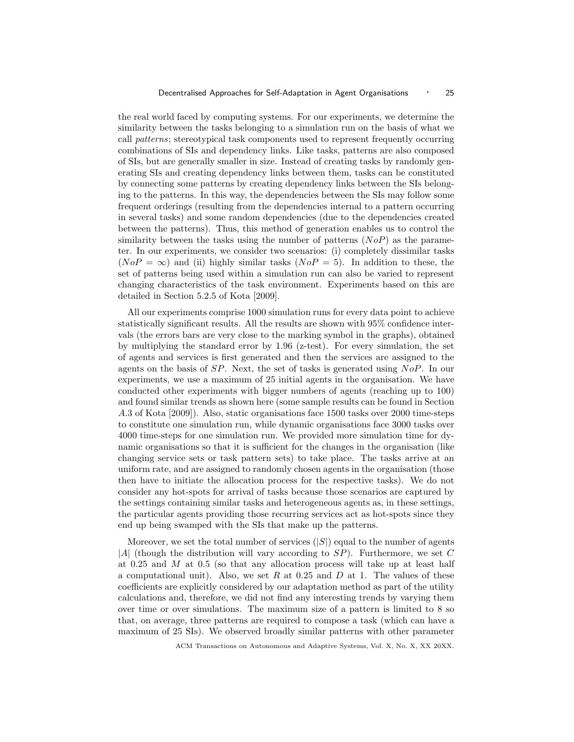the real world faced by computing systems. For our experiments, we determine the similarity between the tasks belonging to a simulation run on the basis of what we call *patterns*; stereotypical task components used to represent frequently occurring combinations of SIs and dependency links. Like tasks, patterns are also composed of SIs, but are generally smaller in size. Instead of creating tasks by randomly generating SIs and creating dependency links between them, tasks can be constituted by connecting some patterns by creating dependency links between the SIs belonging to the patterns. In this way, the dependencies between the SIs may follow some frequent orderings (resulting from the dependencies internal to a pattern occurring in several tasks) and some random dependencies (due to the dependencies created between the patterns). Thus, this method of generation enables us to control the similarity between the tasks using the number of patterns ($NoP$) as the parameter. In our experiments, we consider two scenarios: (i) completely dissimilar tasks ($NoP = \infty$) and (ii) highly similar tasks ($NoP = 5$). In addition to these, the set of patterns being used within a simulation run can also be varied to represent changing characteristics of the task environment. Experiments based on this are detailed in Section 5.2.5 of Kota [2009].

All our experiments comprise 1000 simulation runs for every data point to achieve statistically significant results. All the results are shown with 95% confidence intervals (the errors bars are very close to the marking symbol in the graphs), obtained by multiplying the standard error by 1.96 (z-test). For every simulation, the set of agents and services is first generated and then the services are assigned to the agents on the basis of $SP$. Next, the set of tasks is generated using $NoP$. In our experiments, we use a maximum of 25 initial agents in the organisation. We have conducted other experiments with bigger numbers of agents (reaching up to 100) and found similar trends as shown here (some sample results can be found in Section A.3 of Kota [2009]). Also, static organisations face 1500 tasks over 2000 time-steps to constitute one simulation run, while dynamic organisations face 3000 tasks over 4000 time-steps for one simulation run. We provided more simulation time for dynamic organisations so that it is sufficient for the changes in the organisation (like changing service sets or task pattern sets) to take place. The tasks arrive at an uniform rate, and are assigned to randomly chosen agents in the organisation (those then have to initiate the allocation process for the respective tasks). We do not consider any hot-spots for arrival of tasks because those scenarios are captured by the settings containing similar tasks and heterogeneous agents as, in these settings, the particular agents providing those recurring services act as hot-spots since they end up being swamped with the SIs that make up the patterns.

Moreover, we set the total number of services ($|S|$) equal to the number of agents $|A|$ (though the distribution will vary according to $SP$). Furthermore, we set $C$ at 0.25 and $M$ at 0.5 (so that any allocation process will take up at least half a computational unit). Also, we set $R$ at 0.25 and $D$ at 1. The values of these coefficients are explicitly considered by our adaptation method as part of the utility calculations and, therefore, we did not find any interesting trends by varying them over time or over simulations. The maximum size of a pattern is limited to 8 so that, on average, three patterns are required to compose a task (which can have a maximum of 25 SIs). We observed broadly similar patterns with other parameter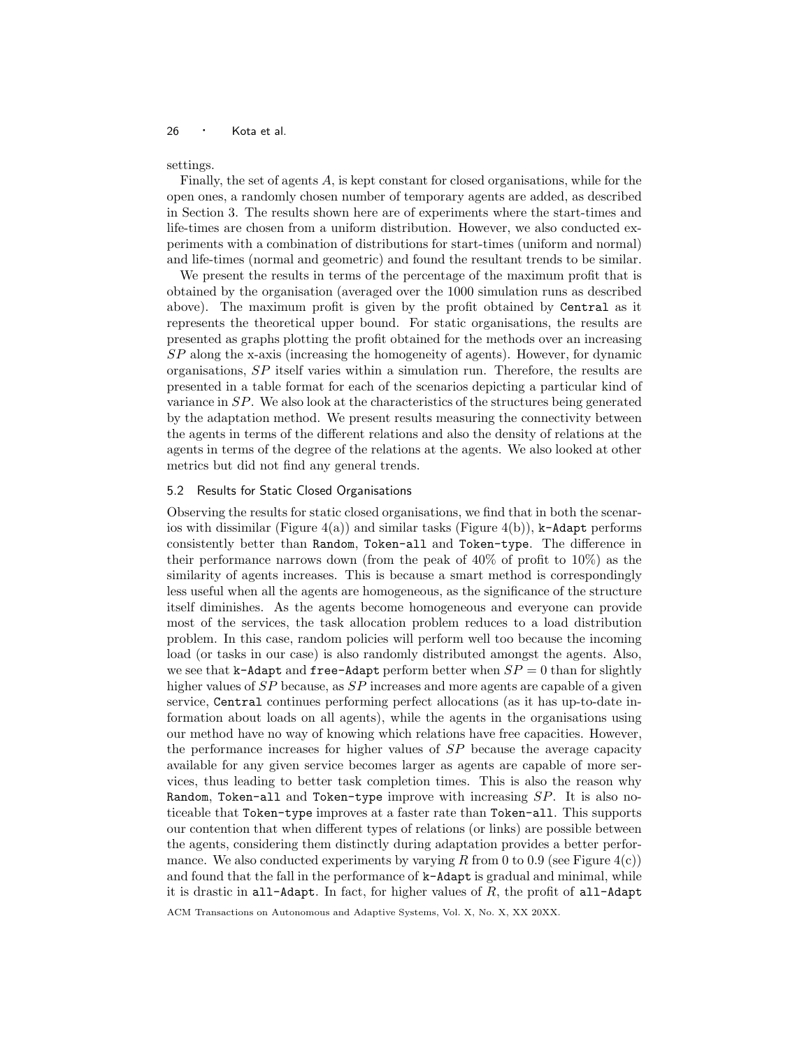settings.

Finally, the set of agents $A$, is kept constant for closed organisations, while for the open ones, a randomly chosen number of temporary agents are added, as described in Section 3. The results shown here are of experiments where the start-times and life-times are chosen from a uniform distribution. However, we also conducted experiments with a combination of distributions for start-times (uniform and normal) and life-times (normal and geometric) and found the resultant trends to be similar.

We present the results in terms of the percentage of the maximum profit that is obtained by the organisation (averaged over the 1000 simulation runs as described above). The maximum profit is given by the profit obtained by `Central` as it represents the theoretical upper bound. For static organisations, the results are presented as graphs plotting the profit obtained for the methods over an increasing $SP$ along the x-axis (increasing the homogeneity of agents). However, for dynamic organisations, $SP$ itself varies within a simulation run. Therefore, the results are presented in a table format for each of the scenarios depicting a particular kind of variance in $SP$. We also look at the characteristics of the structures being generated by the adaptation method. We present results measuring the connectivity between the agents in terms of the different relations and also the density of relations at the agents in terms of the degree of the relations at the agents. We also looked at other metrics but did not find any general trends.

### 5.2 Results for Static Closed Organisations

Observing the results for static closed organisations, we find that in both the scenarios with dissimilar (Figure 4(a)) and similar tasks (Figure 4(b)), `k-Adapt` performs consistently better than `Random`, `Token-all` and `Token-type`. The difference in their performance narrows down (from the peak of 40% of profit to 10%) as the similarity of agents increases. This is because a smart method is correspondingly less useful when all the agents are homogeneous, as the significance of the structure itself diminishes. As the agents become homogeneous and everyone can provide most of the services, the task allocation problem reduces to a load distribution problem. In this case, random policies will perform well too because the incoming load (or tasks in our case) is also randomly distributed amongst the agents. Also, we see that `k-Adapt` and `free-Adapt` perform better when $SP = 0$ than for slightly higher values of $SP$ because, as $SP$ increases and more agents are capable of a given service, `Central` continues performing perfect allocations (as it has up-to-date information about loads on all agents), while the agents in the organisations using our method have no way of knowing which relations have free capacities. However, the performance increases for higher values of $SP$ because the average capacity available for any given service becomes larger as agents are capable of more services, thus leading to better task completion times. This is also the reason why `Random`, `Token-all` and `Token-type` improve with increasing $SP$. It is also noticeable that `Token-type` improves at a faster rate than `Token-all`. This supports our contention that when different types of relations (or links) are possible between the agents, considering them distinctly during adaptation provides a better performance. We also conducted experiments by varying $R$ from 0 to 0.9 (see Figure 4(c)) and found that the fall in the performance of `k-Adapt` is gradual and minimal, while it is drastic in `all-Adapt`. In fact, for higher values of $R$, the profit of `all-Adapt`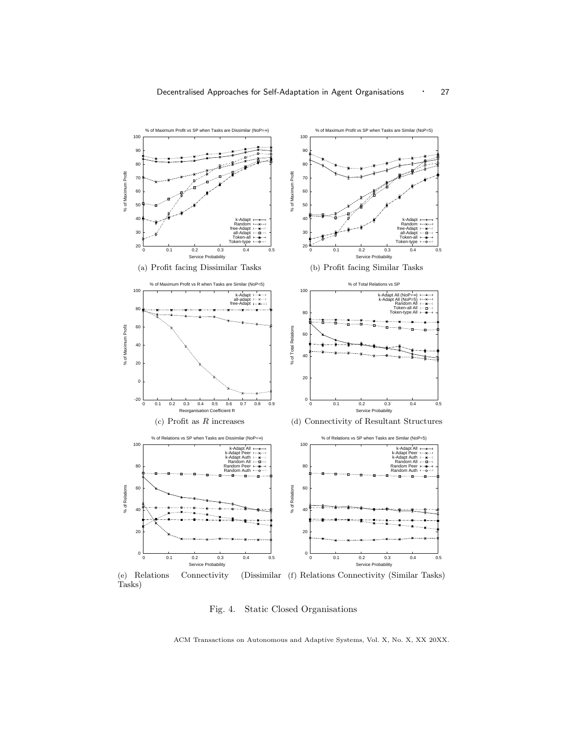% of Maximum Profit vs SP when Tasks are Dissimilar (NoP=∞)

% of Maximum Profit

Service Probability

k-Adapt
Random
free-Adapt
all-Adapt
Token-all
Token-type

100
90
80
70
60
50
40
30
20

0 0.1 0.2 0.3 0.4 0.5

(a) Profit facing Dissimilar Tasks

% of Maximum Profit vs SP when Tasks are Similar (NoP=5)

% of Maximum Profit

Service Probability

k-Adapt
Random
free-Adapt
all-Adapt
Token-all
Token-type

100
90
80
70
60
50
40
30
20

0 0.1 0.2 0.3 0.4 0.5

(b) Profit facing Similar Tasks

% of Maximum Profit vs R when Tasks are Similar (NoP=5)

% of Maximum Profit

Reorganisation Coefficient R

k-Adapt
all-adapt
free-Adapt

100
80
60
40
20
0
-20

0 0.1 0.2 0.3 0.4 0.5 0.6 0.7 0.8 0.9

(c) Profit as $R$ increases

% of Total Relations vs SP

% of Total Relations

Service Probability

k-Adapt All (NoP=∞)
k-Adapt All (NoP=5)
Random All
Token-all All
Token-type All

100
80
60
40
20
0

0 0.1 0.2 0.3 0.4 0.5

(d) Connectivity of Resultant Structures

% of Relations vs SP when Tasks are Dissimilar (NoP=∞)

% of Relations

Service Probability

k-Adapt All
k-Adapt Peer
k-Adapt Auth
Random All
Random Peer
Random Auth

100
80
60
40
20
0

0 0.1 0.2 0.3 0.4 0.5

(e) Relations Connectivity (Dissimilar Tasks)

% of Relations vs SP when Tasks are Similar (NoP=5)

% of Relations

Service Probability

k-Adapt All
k-Adapt Peer
k-Adapt Auth
Random All
Random Peer
Random Auth

100
80
60
40
20
0

0 0.1 0.2 0.3 0.4 0.5

(f) Relations Connectivity (Similar Tasks)

Fig. 4. Static Closed Organisations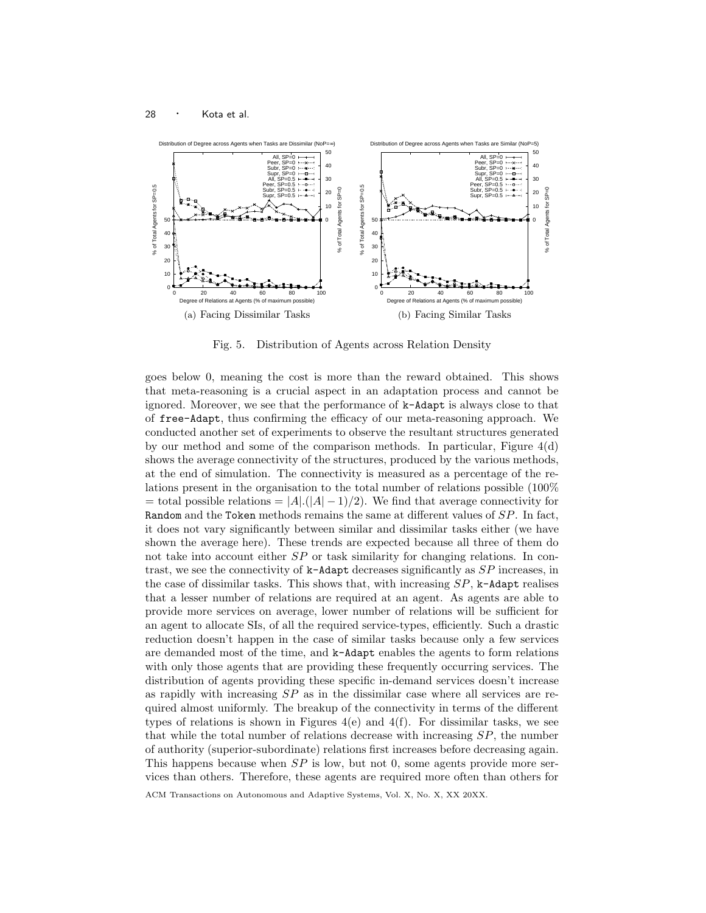Distribution of Degree across Agents when Tasks are Dissimilar (NoP=∞)

All, SP=0
Peer, SP=0
Subr, SP=0
Supr, SP=0
All, SP=0.5
Peer, SP=0.5
Subr, SP=0.5
Supr, SP=0.5

% of Total Agents for SP=0.5

% of Total Agents for SP=0

Degree of Relations at Agents (% of maximum possible)

(a) Facing Dissimilar Tasks

Distribution of Degree across Agents when Tasks are Similar (NoP=5)

All, SP=0
Peer, SP=0
Subr, SP=0
Supr, SP=0
All, SP=0.5
Peer, SP=0.5
Subr, SP=0.5
Supr, SP=0.5

% of Total Agents for SP=0.5

% of Total Agents for SP=0

Degree of Relations at Agents (% of maximum possible)

(b) Facing Similar Tasks

Fig. 5. Distribution of Agents across Relation Density

goes below 0, meaning the cost is more than the reward obtained. This shows that meta-reasoning is a crucial aspect in an adaptation process and cannot be ignored. Moreover, we see that the performance of k-Adapt is always close to that of free-Adapt, thus confirming the efficacy of our meta-reasoning approach. We conducted another set of experiments to observe the resultant structures generated by our method and some of the comparison methods. In particular, Figure 4(d) shows the average connectivity of the structures, produced by the various methods, at the end of simulation. The connectivity is measured as a percentage of the relations present in the organisation to the total number of relations possible (100% = total possible relations = $|A|.(|A|-1)/2$). We find that average connectivity for Random and the Token methods remains the same at different values of $SP$. In fact, it does not vary significantly between similar and dissimilar tasks either (we have shown the average here). These trends are expected because all three of them do not take into account either $SP$ or task similarity for changing relations. In contrast, we see the connectivity of k-Adapt decreases significantly as $SP$ increases, in the case of dissimilar tasks. This shows that, with increasing $SP$, k-Adapt realises that a lesser number of relations are required at an agent. As agents are able to provide more services on average, lower number of relations will be sufficient for an agent to allocate SIs, of all the required service-types, efficiently. Such a drastic reduction doesn't happen in the case of similar tasks because only a few services are demanded most of the time, and k-Adapt enables the agents to form relations with only those agents that are providing these frequently occurring services. The distribution of agents providing these specific in-demand services doesn't increase as rapidly with increasing $SP$ as in the dissimilar case where all services are required almost uniformly. The breakup of the connectivity in terms of the different types of relations is shown in Figures 4(e) and 4(f). For dissimilar tasks, we see that while the total number of relations decrease with increasing $SP$, the number of authority (superior-subordinate) relations first increases before decreasing again. This happens because when $SP$ is low, but not 0, some agents provide more services than others. Therefore, these agents are required more often than others for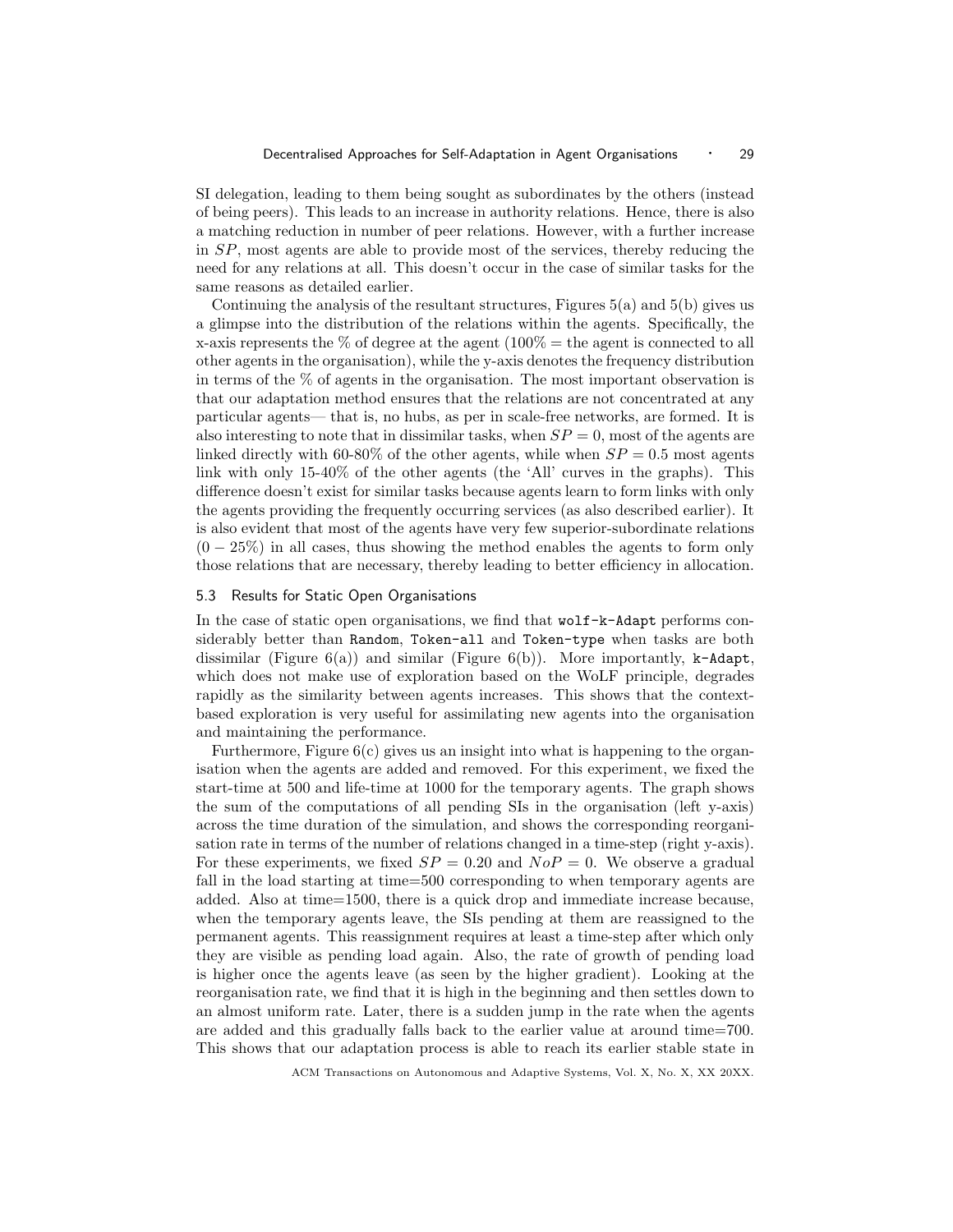SI delegation, leading to them being sought as subordinates by the others (instead of being peers). This leads to an increase in authority relations. Hence, there is also a matching reduction in number of peer relations. However, with a further increase in $SP$, most agents are able to provide most of the services, thereby reducing the need for any relations at all. This doesn't occur in the case of similar tasks for the same reasons as detailed earlier.

Continuing the analysis of the resultant structures, Figures 5(a) and 5(b) gives us a glimpse into the distribution of the relations within the agents. Specifically, the x-axis represents the % of degree at the agent (100% = the agent is connected to all other agents in the organisation), while the y-axis denotes the frequency distribution in terms of the % of agents in the organisation. The most important observation is that our adaptation method ensures that the relations are not concentrated at any particular agents— that is, no hubs, as per in scale-free networks, are formed. It is also interesting to note that in dissimilar tasks, when $SP = 0$, most of the agents are linked directly with 60-80% of the other agents, while when $SP = 0.5$ most agents link with only 15-40% of the other agents (the 'All' curves in the graphs). This difference doesn't exist for similar tasks because agents learn to form links with only the agents providing the frequently occurring services (as also described earlier). It is also evident that most of the agents have very few superior-subordinate relations $(0 - 25\%)$ in all cases, thus showing the method enables the agents to form only those relations that are necessary, thereby leading to better efficiency in allocation.

### 5.3 Results for Static Open Organisations

In the case of static open organisations, we find that `wolf-k-Adapt` performs considerably better than `Random`, `Token-all` and `Token-type` when tasks are both dissimilar (Figure 6(a)) and similar (Figure 6(b)). More importantly, `k-Adapt`, which does not make use of exploration based on the WoLF principle, degrades rapidly as the similarity between agents increases. This shows that the context-based exploration is very useful for assimilating new agents into the organisation and maintaining the performance.

Furthermore, Figure 6(c) gives us an insight into what is happening to the organisation when the agents are added and removed. For this experiment, we fixed the start-time at 500 and life-time at 1000 for the temporary agents. The graph shows the sum of the computations of all pending SIs in the organisation (left y-axis) across the time duration of the simulation, and shows the corresponding reorganisation rate in terms of the number of relations changed in a time-step (right y-axis). For these experiments, we fixed $SP = 0.20$ and $NoP = 0$. We observe a gradual fall in the load starting at time=500 corresponding to when temporary agents are added. Also at time=1500, there is a quick drop and immediate increase because, when the temporary agents leave, the SIs pending at them are reassigned to the permanent agents. This reassignment requires at least a time-step after which only they are visible as pending load again. Also, the rate of growth of pending load is higher once the agents leave (as seen by the higher gradient). Looking at the reorganisation rate, we find that it is high in the beginning and then settles down to an almost uniform rate. Later, there is a sudden jump in the rate when the agents are added and this gradually falls back to the earlier value at around time=700. This shows that our adaptation process is able to reach its earlier stable state in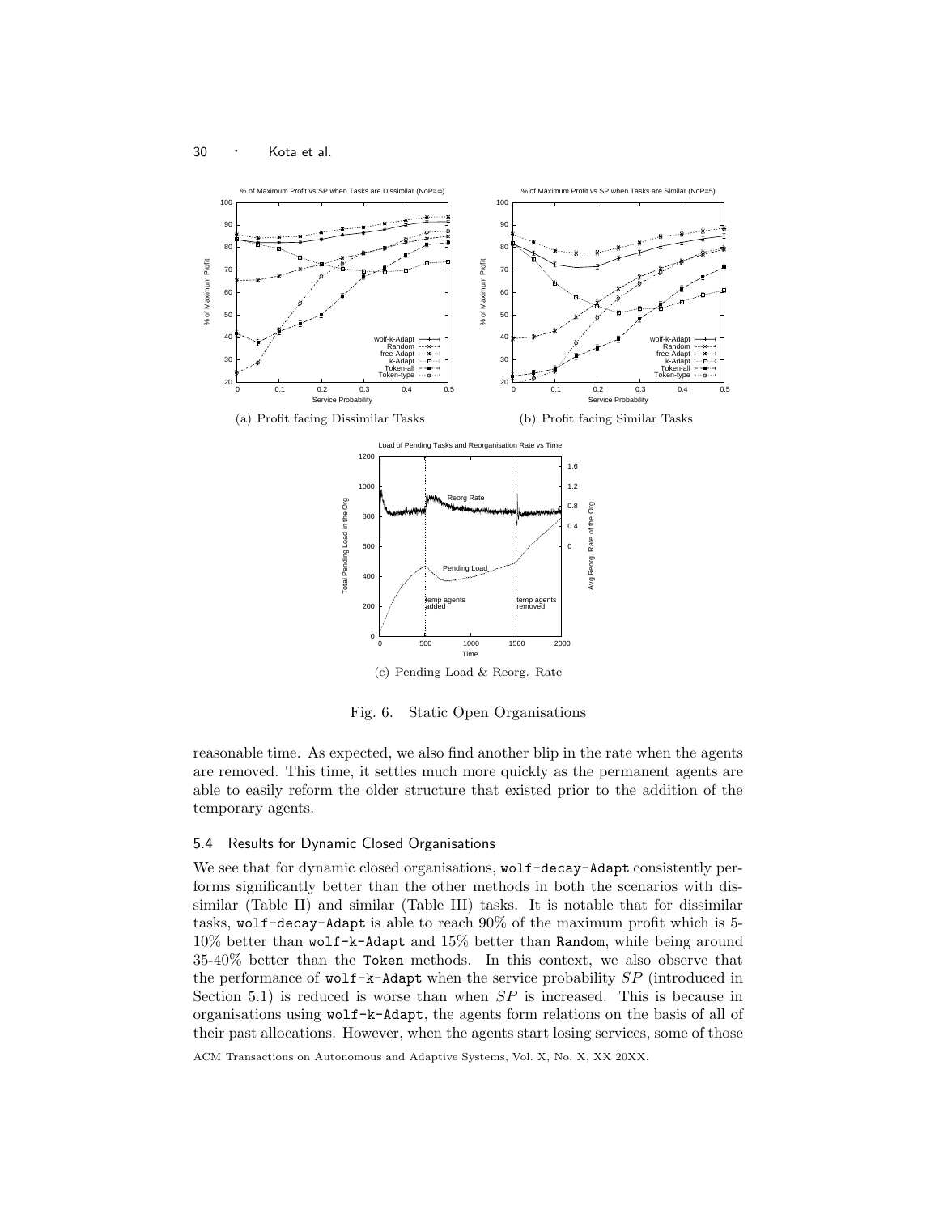% of Maximum Profit vs SP when Tasks are Dissimilar (NoP=∞)

% of Maximum Profit

Service Probability

wolf-k-Adapt
Random
free-Adapt
k-Adapt
Token-all
Token-type

(a) Profit facing Dissimilar Tasks

% of Maximum Profit vs SP when Tasks are Similar (NoP=5)

% of Maximum Profit

Service Probability

wolf-k-Adapt
Random
free-Adapt
k-Adapt
Token-all
Token-type

(b) Profit facing Similar Tasks

Load of Pending Tasks and Reorganisation Rate vs Time

Total Pending Load in the Org

Avg Reorg. Rate of the Org

Time

Reorg Rate

Pending Load

temp agents added

temp agents removed

(c) Pending Load & Reorg. Rate

Fig. 6. Static Open Organisations

reasonable time. As expected, we also find another blip in the rate when the agents are removed. This time, it settles much more quickly as the permanent agents are able to easily reform the older structure that existed prior to the addition of the temporary agents.

### 5.4 Results for Dynamic Closed Organisations

We see that for dynamic closed organisations, `wolf-decay-Adapt` consistently performs significantly better than the other methods in both the scenarios with dissimilar (Table II) and similar (Table III) tasks. It is notable that for dissimilar tasks, `wolf-decay-Adapt` is able to reach 90% of the maximum profit which is 5-10% better than `wolf-k-Adapt` and 15% better than `Random`, while being around 35-40% better than the `Token` methods. In this context, we also observe that the performance of `wolf-k-Adapt` when the service probability $SP$ (introduced in Section 5.1) is reduced is worse than when $SP$ is increased. This is because in organisations using `wolf-k-Adapt`, the agents form relations on the basis of all of their past allocations. However, when the agents start losing services, some of those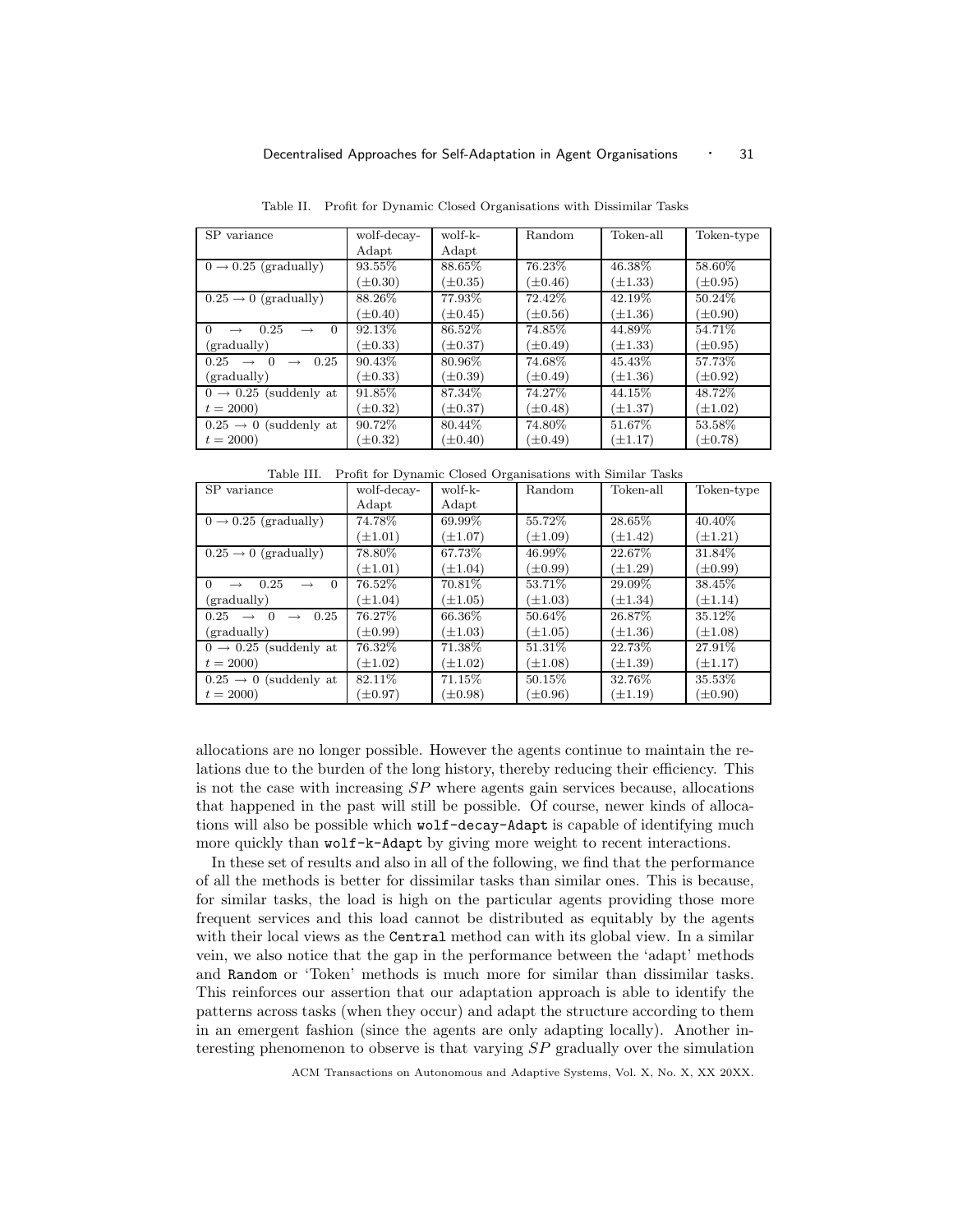Table II. Profit for Dynamic Closed Organisations with Dissimilar Tasks

| SP variance | wolf-decay-Adapt | wolf-k-Adapt | Random | Token-all | Token-type |
|---|---|---|---|---|---|
| $0 \rightarrow 0.25$ (gradually) | 93.55% ($\pm$0.30) | 88.65% ($\pm$0.35) | 76.23% ($\pm$0.46) | 46.38% ($\pm$1.33) | 58.60% ($\pm$0.95) |
| $0.25 \rightarrow 0$ (gradually) | 88.26% ($\pm$0.40) | 77.93% ($\pm$0.45) | 72.42% ($\pm$0.56) | 42.19% ($\pm$1.36) | 50.24% ($\pm$0.90) |
| $0 \rightarrow 0.25 \rightarrow 0$ (gradually) | 92.13% ($\pm$0.33) | 86.52% ($\pm$0.37) | 74.85% ($\pm$0.49) | 44.89% ($\pm$1.33) | 54.71% ($\pm$0.95) |
| $0.25 \rightarrow 0 \rightarrow 0.25$ (gradually) | 90.43% ($\pm$0.33) | 80.96% ($\pm$0.39) | 74.68% ($\pm$0.49) | 45.43% ($\pm$1.36) | 57.73% ($\pm$0.92) |
| $0 \rightarrow 0.25$ (suddenly at $t = 2000$) | 91.85% ($\pm$0.32) | 87.34% ($\pm$0.37) | 74.27% ($\pm$0.48) | 44.15% ($\pm$1.37) | 48.72% ($\pm$1.02) |
| $0.25 \rightarrow 0$ (suddenly at $t = 2000$) | 90.72% ($\pm$0.32) | 80.44% ($\pm$0.40) | 74.80% ($\pm$0.49) | 51.67% ($\pm$1.17) | 53.58% ($\pm$0.78) |

Table III. Profit for Dynamic Closed Organisations with Similar Tasks

| SP variance | wolf-decay-Adapt | wolf-k-Adapt | Random | Token-all | Token-type |
|---|---|---|---|---|---|
| $0 \rightarrow 0.25$ (gradually) | 74.78% ($\pm$1.01) | 69.99% ($\pm$1.07) | 55.72% ($\pm$1.09) | 28.65% ($\pm$1.42) | 40.40% ($\pm$1.21) |
| $0.25 \rightarrow 0$ (gradually) | 78.80% ($\pm$1.01) | 67.73% ($\pm$1.04) | 46.99% ($\pm$0.99) | 22.67% ($\pm$1.29) | 31.84% ($\pm$0.99) |
| $0 \rightarrow 0.25 \rightarrow 0$ (gradually) | 76.52% ($\pm$1.04) | 70.81% ($\pm$1.05) | 53.71% ($\pm$1.03) | 29.09% ($\pm$1.34) | 38.45% ($\pm$1.14) |
| $0.25 \rightarrow 0 \rightarrow 0.25$ (gradually) | 76.27% ($\pm$0.99) | 66.36% ($\pm$1.03) | 50.64% ($\pm$1.05) | 26.87% ($\pm$1.36) | 35.12% ($\pm$1.08) |
| $0 \rightarrow 0.25$ (suddenly at $t = 2000$) | 76.32% ($\pm$1.02) | 71.38% ($\pm$1.02) | 51.31% ($\pm$1.08) | 22.73% ($\pm$1.39) | 27.91% ($\pm$1.17) |
| $0.25 \rightarrow 0$ (suddenly at $t = 2000$) | 82.11% ($\pm$0.97) | 71.15% ($\pm$0.98) | 50.15% ($\pm$0.96) | 32.76% ($\pm$1.19) | 35.53% ($\pm$0.90) |

allocations are no longer possible. However the agents continue to maintain the relations due to the burden of the long history, thereby reducing their efficiency. This is not the case with increasing $SP$ where agents gain services because, allocations that happened in the past will still be possible. Of course, newer kinds of allocations will also be possible which `wolf-decay-Adapt` is capable of identifying much more quickly than `wolf-k-Adapt` by giving more weight to recent interactions.

In these set of results and also in all of the following, we find that the performance of all the methods is better for dissimilar tasks than similar ones. This is because, for similar tasks, the load is high on the particular agents providing those more frequent services and this load cannot be distributed as equitably by the agents with their local views as the `Central` method can with its global view. In a similar vein, we also notice that the gap in the performance between the 'adapt' methods and `Random` or 'Token' methods is much more for similar than dissimilar tasks. This reinforces our assertion that our adaptation approach is able to identify the patterns across tasks (when they occur) and adapt the structure according to them in an emergent fashion (since the agents are only adapting locally). Another interesting phenomenon to observe is that varying $SP$ gradually over the simulation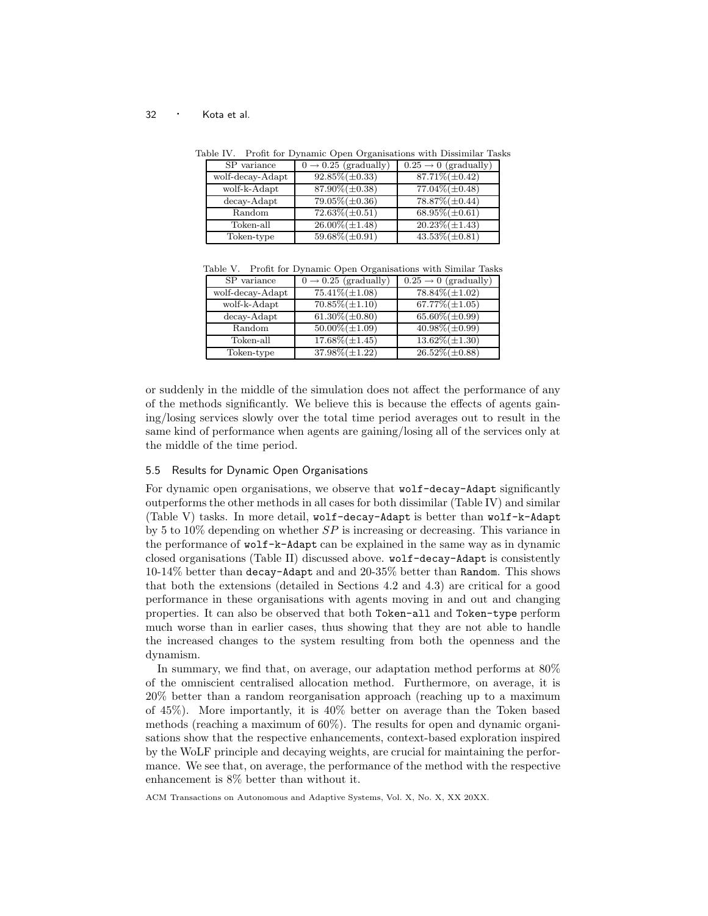Table IV. Profit for Dynamic Open Organisations with Dissimilar Tasks

| SP variance | $0 \rightarrow 0.25$ (gradually) | $0.25 \rightarrow 0$ (gradually) |
|---|---|---|
| wolf-decay-Adapt | 92.85%(±0.33) | 87.71%(±0.42) |
| wolf-k-Adapt | 87.90%(±0.38) | 77.04%(±0.48) |
| decay-Adapt | 79.05%(±0.36) | 78.87%(±0.44) |
| Random | 72.63%(±0.51) | 68.95%(±0.61) |
| Token-all | 26.00%(±1.48) | 20.23%(±1.43) |
| Token-type | 59.68%(±0.91) | 43.53%(±0.81) |

Table V. Profit for Dynamic Open Organisations with Similar Tasks

| SP variance | $0 \rightarrow 0.25$ (gradually) | $0.25 \rightarrow 0$ (gradually) |
|---|---|---|
| wolf-decay-Adapt | 75.41%(±1.08) | 78.84%(±1.02) |
| wolf-k-Adapt | 70.85%(±1.10) | 67.77%(±1.05) |
| decay-Adapt | 61.30%(±0.80) | 65.60%(±0.99) |
| Random | 50.00%(±1.09) | 40.98%(±0.99) |
| Token-all | 17.68%(±1.45) | 13.62%(±1.30) |
| Token-type | 37.98%(±1.22) | 26.52%(±0.88) |

or suddenly in the middle of the simulation does not affect the performance of any of the methods significantly. We believe this is because the effects of agents gaining/losing services slowly over the total time period averages out to result in the same kind of performance when agents are gaining/losing all of the services only at the middle of the time period.

### 5.5 Results for Dynamic Open Organisations

For dynamic open organisations, we observe that `wolf-decay-Adapt` significantly outperforms the other methods in all cases for both dissimilar (Table IV) and similar (Table V) tasks. In more detail, `wolf-decay-Adapt` is better than `wolf-k-Adapt` by 5 to 10% depending on whether $SP$ is increasing or decreasing. This variance in the performance of `wolf-k-Adapt` can be explained in the same way as in dynamic closed organisations (Table II) discussed above. `wolf-decay-Adapt` is consistently 10-14% better than `decay-Adapt` and and 20-35% better than `Random`. This shows that both the extensions (detailed in Sections 4.2 and 4.3) are critical for a good performance in these organisations with agents moving in and out and changing properties. It can also be observed that both `Token-all` and `Token-type` perform much worse than in earlier cases, thus showing that they are not able to handle the increased changes to the system resulting from both the openness and the dynamism.

In summary, we find that, on average, our adaptation method performs at 80% of the omniscient centralised allocation method. Furthermore, on average, it is 20% better than a random reorganisation approach (reaching up to a maximum of 45%). More importantly, it is 40% better on average than the Token based methods (reaching a maximum of 60%). The results for open and dynamic organisations show that the respective enhancements, context-based exploration inspired by the WoLF principle and decaying weights, are crucial for maintaining the performance. We see that, on average, the performance of the method with the respective enhancement is 8% better than without it.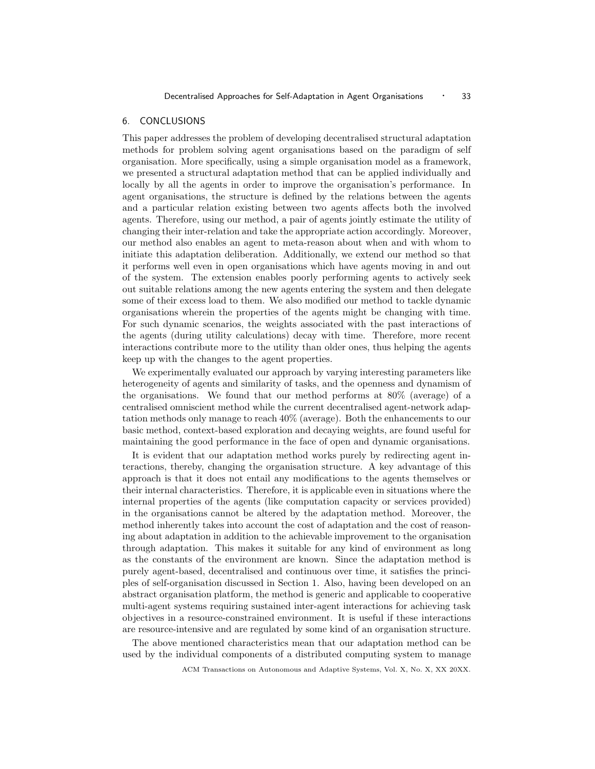## 6. CONCLUSIONS

This paper addresses the problem of developing decentralised structural adaptation methods for problem solving agent organisations based on the paradigm of self organisation. More specifically, using a simple organisation model as a framework, we presented a structural adaptation method that can be applied individually and locally by all the agents in order to improve the organisation's performance. In agent organisations, the structure is defined by the relations between the agents and a particular relation existing between two agents affects both the involved agents. Therefore, using our method, a pair of agents jointly estimate the utility of changing their inter-relation and take the appropriate action accordingly. Moreover, our method also enables an agent to meta-reason about when and with whom to initiate this adaptation deliberation. Additionally, we extend our method so that it performs well even in open organisations which have agents moving in and out of the system. The extension enables poorly performing agents to actively seek out suitable relations among the new agents entering the system and then delegate some of their excess load to them. We also modified our method to tackle dynamic organisations wherein the properties of the agents might be changing with time. For such dynamic scenarios, the weights associated with the past interactions of the agents (during utility calculations) decay with time. Therefore, more recent interactions contribute more to the utility than older ones, thus helping the agents keep up with the changes to the agent properties.

We experimentally evaluated our approach by varying interesting parameters like heterogeneity of agents and similarity of tasks, and the openness and dynamism of the organisations. We found that our method performs at 80% (average) of a centralised omniscient method while the current decentralised agent-network adaptation methods only manage to reach 40% (average). Both the enhancements to our basic method, context-based exploration and decaying weights, are found useful for maintaining the good performance in the face of open and dynamic organisations.

It is evident that our adaptation method works purely by redirecting agent interactions, thereby, changing the organisation structure. A key advantage of this approach is that it does not entail any modifications to the agents themselves or their internal characteristics. Therefore, it is applicable even in situations where the internal properties of the agents (like computation capacity or services provided) in the organisations cannot be altered by the adaptation method. Moreover, the method inherently takes into account the cost of adaptation and the cost of reasoning about adaptation in addition to the achievable improvement to the organisation through adaptation. This makes it suitable for any kind of environment as long as the constants of the environment are known. Since the adaptation method is purely agent-based, decentralised and continuous over time, it satisfies the principles of self-organisation discussed in Section 1. Also, having been developed on an abstract organisation platform, the method is generic and applicable to cooperative multi-agent systems requiring sustained inter-agent interactions for achieving task objectives in a resource-constrained environment. It is useful if these interactions are resource-intensive and are regulated by some kind of an organisation structure.

The above mentioned characteristics mean that our adaptation method can be used by the individual components of a distributed computing system to manage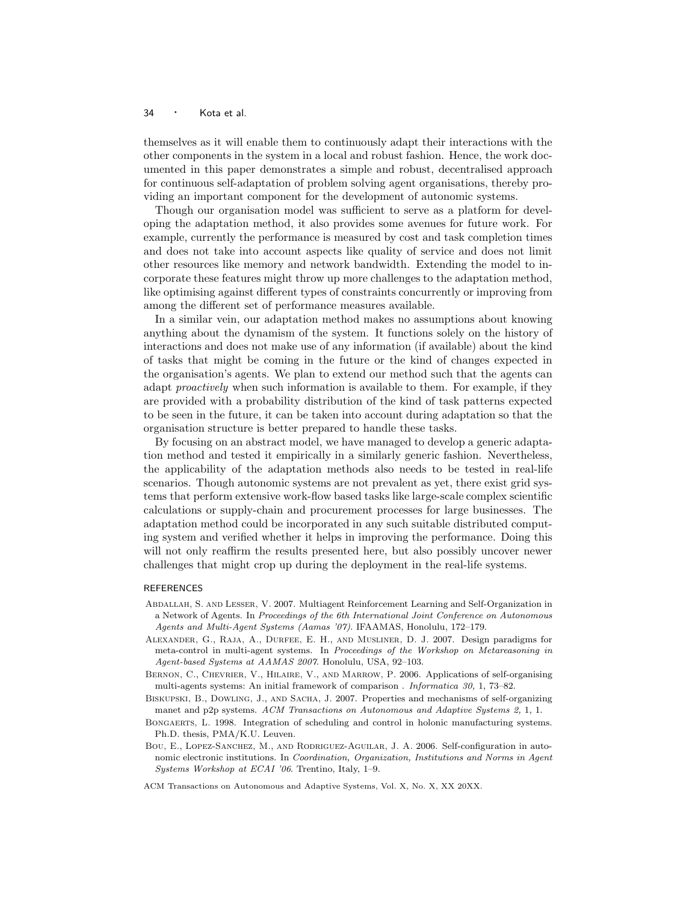themselves as it will enable them to continuously adapt their interactions with the other components in the system in a local and robust fashion. Hence, the work documented in this paper demonstrates a simple and robust, decentralised approach for continuous self-adaptation of problem solving agent organisations, thereby providing an important component for the development of autonomic systems.

Though our organisation model was sufficient to serve as a platform for developing the adaptation method, it also provides some avenues for future work. For example, currently the performance is measured by cost and task completion times and does not take into account aspects like quality of service and does not limit other resources like memory and network bandwidth. Extending the model to incorporate these features might throw up more challenges to the adaptation method, like optimising against different types of constraints concurrently or improving from among the different set of performance measures available.

In a similar vein, our adaptation method makes no assumptions about knowing anything about the dynamism of the system. It functions solely on the history of interactions and does not make use of any information (if available) about the kind of tasks that might be coming in the future or the kind of changes expected in the organisation's agents. We plan to extend our method such that the agents can adapt *proactively* when such information is available to them. For example, if they are provided with a probability distribution of the kind of task patterns expected to be seen in the future, it can be taken into account during adaptation so that the organisation structure is better prepared to handle these tasks.

By focusing on an abstract model, we have managed to develop a generic adaptation method and tested it empirically in a similarly generic fashion. Nevertheless, the applicability of the adaptation methods also needs to be tested in real-life scenarios. Though autonomic systems are not prevalent as yet, there exist grid systems that perform extensive work-flow based tasks like large-scale complex scientific calculations or supply-chain and procurement processes for large businesses. The adaptation method could be incorporated in any such suitable distributed computing system and verified whether it helps in improving the performance. Doing this will not only reaffirm the results presented here, but also possibly uncover newer challenges that might crop up during the deployment in the real-life systems.

## REFERENCES

Abdallah, S. and Lesser, V. 2007. Multiagent Reinforcement Learning and Self-Organization in a Network of Agents. In *Proceedings of the 6th International Joint Conference on Autonomous Agents and Multi-Agent Systems (Aamas '07)*. IFAAMAS, Honolulu, 172–179.

Alexander, G., Raja, A., Durfee, E. H., and Musliner, D. J. 2007. Design paradigms for meta-control in multi-agent systems. In *Proceedings of the Workshop on Metareasoning in Agent-based Systems at AAMAS 2007*. Honolulu, USA, 92–103.

Bernon, C., Chevrier, V., Hilaire, V., and Marrow, P. 2006. Applications of self-organising multi-agents systems: An initial framework of comparison . *Informatica 30,* 1, 73–82.

Biskupski, B., Dowling, J., and Sacha, J. 2007. Properties and mechanisms of self-organizing manet and p2p systems. *ACM Transactions on Autonomous and Adaptive Systems 2,* 1, 1.

Bongaerts, L. 1998. Integration of scheduling and control in holonic manufacturing systems. Ph.D. thesis, PMA/K.U. Leuven.

Bou, E., Lopez-Sanchez, M., and Rodriguez-Aguilar, J. A. 2006. Self-configuration in autonomic electronic institutions. In *Coordination, Organization, Institutions and Norms in Agent Systems Workshop at ECAI '06*. Trentino, Italy, 1–9.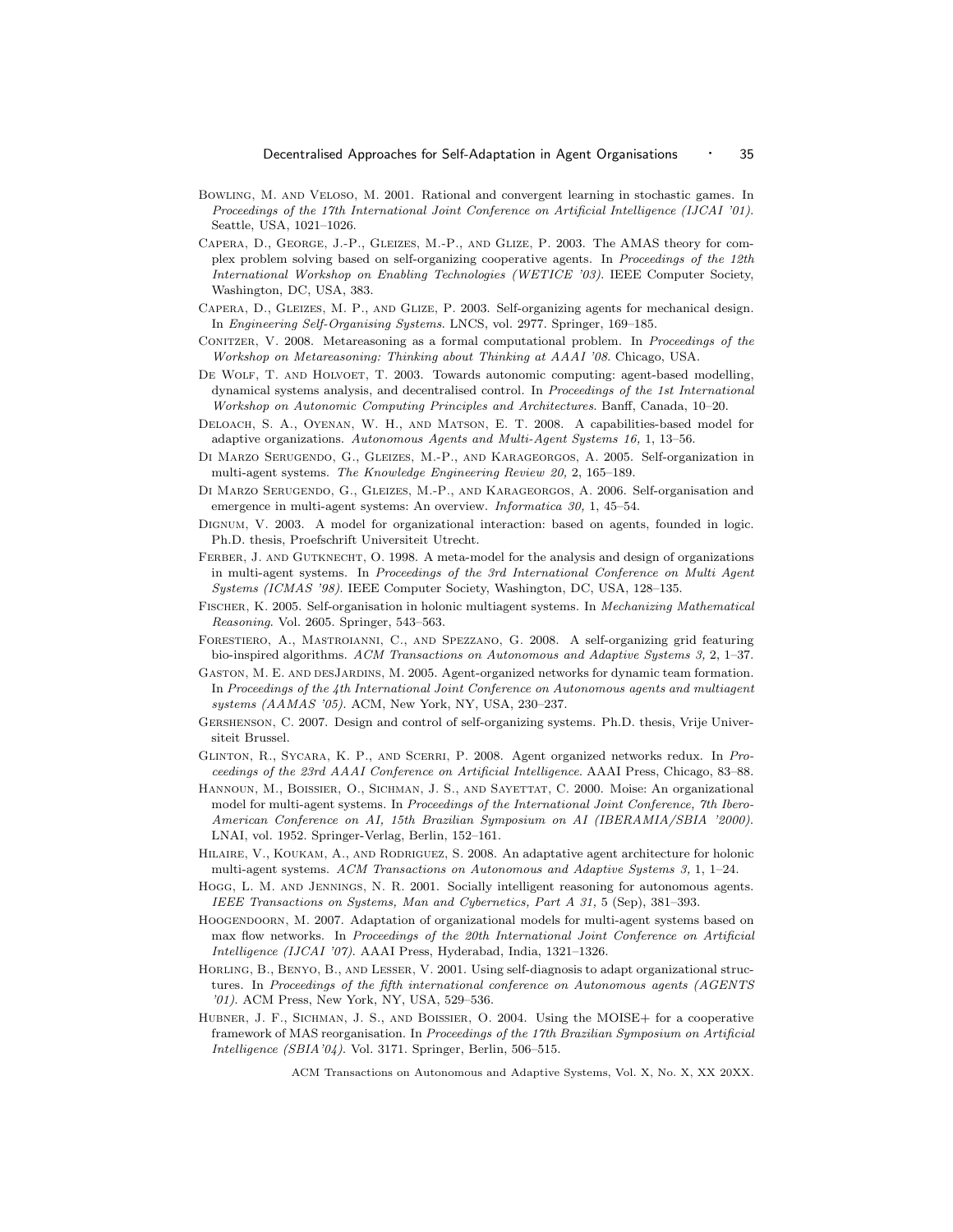Bowling, M. and Veloso, M. 2001. Rational and convergent learning in stochastic games. In *Proceedings of the 17th International Joint Conference on Artificial Intelligence (IJCAI '01)*. Seattle, USA, 1021–1026.

Capera, D., George, J.-P., Gleizes, M.-P., and Glize, P. 2003. The AMAS theory for complex problem solving based on self-organizing cooperative agents. In *Proceedings of the 12th International Workshop on Enabling Technologies (WETICE '03)*. IEEE Computer Society, Washington, DC, USA, 383.

Capera, D., Gleizes, M. P., and Glize, P. 2003. Self-organizing agents for mechanical design. In *Engineering Self-Organising Systems*. LNCS, vol. 2977. Springer, 169–185.

Conitzer, V. 2008. Metareasoning as a formal computational problem. In *Proceedings of the Workshop on Metareasoning: Thinking about Thinking at AAAI '08*. Chicago, USA.

De Wolf, T. and Holvoet, T. 2003. Towards autonomic computing: agent-based modelling, dynamical systems analysis, and decentralised control. In *Proceedings of the 1st International Workshop on Autonomic Computing Principles and Architectures*. Banff, Canada, 10–20.

Deloach, S. A., Oyenan, W. H., and Matson, E. T. 2008. A capabilities-based model for adaptive organizations. *Autonomous Agents and Multi-Agent Systems 16,* 1, 13–56.

Di Marzo Serugendo, G., Gleizes, M.-P., and Karageorgos, A. 2005. Self-organization in multi-agent systems. *The Knowledge Engineering Review 20,* 2, 165–189.

Di Marzo Serugendo, G., Gleizes, M.-P., and Karageorgos, A. 2006. Self-organisation and emergence in multi-agent systems: An overview. *Informatica 30,* 1, 45–54.

Dignum, V. 2003. A model for organizational interaction: based on agents, founded in logic. Ph.D. thesis, Proefschrift Universiteit Utrecht.

Ferber, J. and Gutknecht, O. 1998. A meta-model for the analysis and design of organizations in multi-agent systems. In *Proceedings of the 3rd International Conference on Multi Agent Systems (ICMAS '98)*. IEEE Computer Society, Washington, DC, USA, 128–135.

Fischer, K. 2005. Self-organisation in holonic multiagent systems. In *Mechanizing Mathematical Reasoning*. Vol. 2605. Springer, 543–563.

Forestiero, A., Mastroianni, C., and Spezzano, G. 2008. A self-organizing grid featuring bio-inspired algorithms. *ACM Transactions on Autonomous and Adaptive Systems 3,* 2, 1–37.

Gaston, M. E. and desJardins, M. 2005. Agent-organized networks for dynamic team formation. In *Proceedings of the 4th International Joint Conference on Autonomous agents and multiagent systems (AAMAS '05)*. ACM, New York, NY, USA, 230–237.

Gershenson, C. 2007. Design and control of self-organizing systems. Ph.D. thesis, Vrije Universiteit Brussel.

Glinton, R., Sycara, K. P., and Scerri, P. 2008. Agent organized networks redux. In *Proceedings of the 23rd AAAI Conference on Artificial Intelligence*. AAAI Press, Chicago, 83–88.

Hannoun, M., Boissier, O., Sichman, J. S., and Sayettat, C. 2000. Moise: An organizational model for multi-agent systems. In *Proceedings of the International Joint Conference, 7th Ibero-American Conference on AI, 15th Brazilian Symposium on AI (IBERAMIA/SBIA '2000)*. LNAI, vol. 1952. Springer-Verlag, Berlin, 152–161.

Hilaire, V., Koukam, A., and Rodriguez, S. 2008. An adaptative agent architecture for holonic multi-agent systems. *ACM Transactions on Autonomous and Adaptive Systems 3*, 1, 1–24.

Hogg, L. M. and Jennings, N. R. 2001. Socially intelligent reasoning for autonomous agents. *IEEE Transactions on Systems, Man and Cybernetics, Part A 31,* 5 (Sep), 381–393.

Hoogendoorn, M. 2007. Adaptation of organizational models for multi-agent systems based on max flow networks. In *Proceedings of the 20th International Joint Conference on Artificial Intelligence (IJCAI '07)*. AAAI Press, Hyderabad, India, 1321–1326.

Horling, B., Benyo, B., and Lesser, V. 2001. Using self-diagnosis to adapt organizational structures. In *Proceedings of the fifth international conference on Autonomous agents (AGENTS '01)*. ACM Press, New York, NY, USA, 529–536.

Hubner, J. F., Sichman, J. S., and Boissier, O. 2004. Using the MOISE+ for a cooperative framework of MAS reorganisation. In *Proceedings of the 17th Brazilian Symposium on Artificial Intelligence (SBIA'04)*. Vol. 3171. Springer, Berlin, 506–515.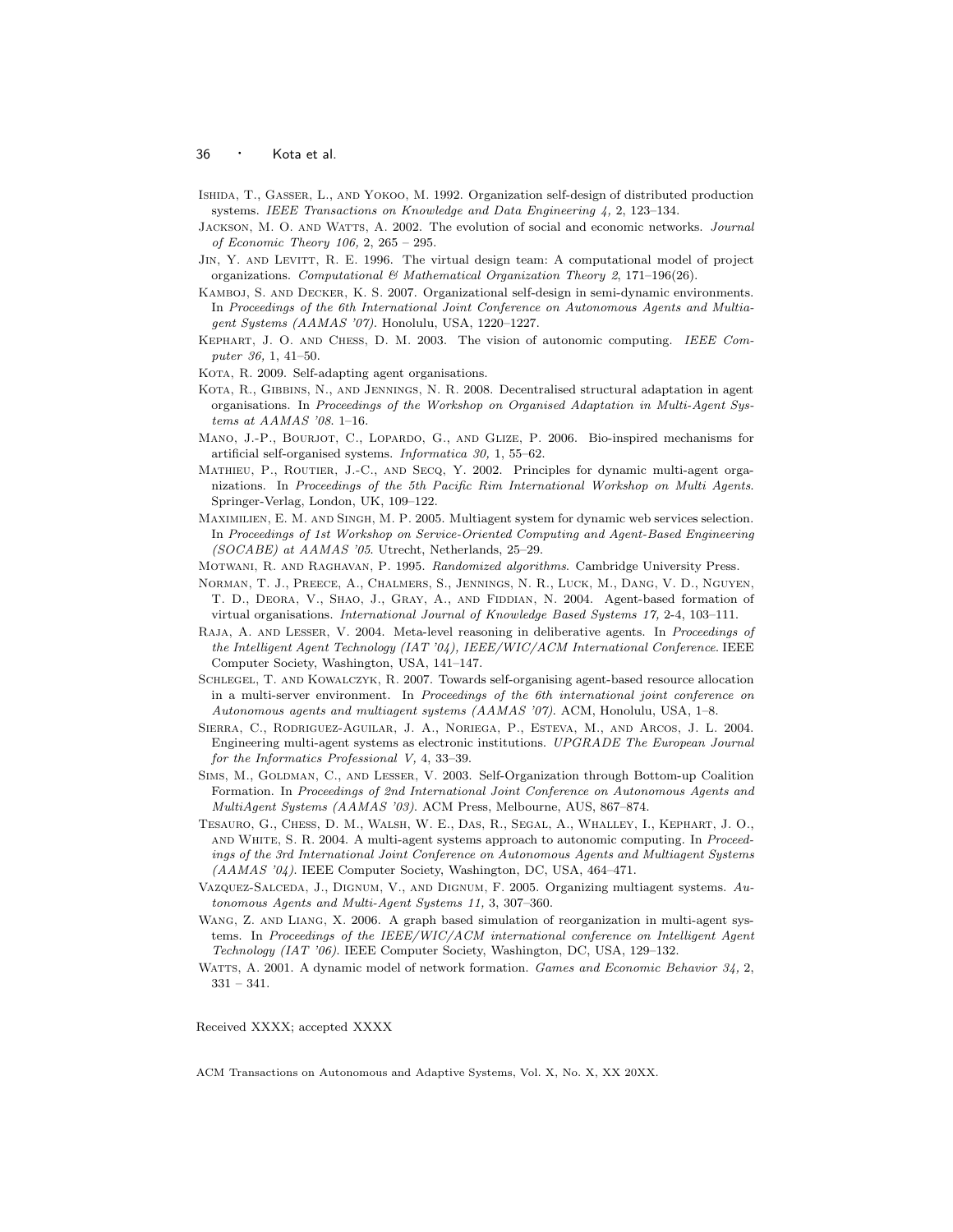Ishida, T., Gasser, L., and Yokoo, M. 1992. Organization self-design of distributed production systems. *IEEE Transactions on Knowledge and Data Engineering 4,* 2, 123–134.

Jackson, M. O. and Watts, A. 2002. The evolution of social and economic networks. *Journal of Economic Theory 106,* 2, 265 – 295.

Jin, Y. and Levitt, R. E. 1996. The virtual design team: A computational model of project organizations. *Computational & Mathematical Organization Theory 2*, 171–196(26).

Kamboj, S. and Decker, K. S. 2007. Organizational self-design in semi-dynamic environments. In *Proceedings of the 6th International Joint Conference on Autonomous Agents and Multiagent Systems (AAMAS '07)*. Honolulu, USA, 1220–1227.

Kephart, J. O. and Chess, D. M. 2003. The vision of autonomic computing. *IEEE Computer 36,* 1, 41–50.

Kota, R. 2009. Self-adapting agent organisations.

Kota, R., Gibbins, N., and Jennings, N. R. 2008. Decentralised structural adaptation in agent organisations. In *Proceedings of the Workshop on Organised Adaptation in Multi-Agent Systems at AAMAS '08*. 1–16.

Mano, J.-P., Bourjot, C., Lopardo, G., and Glize, P. 2006. Bio-inspired mechanisms for artificial self-organised systems. *Informatica 30,* 1, 55–62.

Mathieu, P., Routier, J.-C., and Secq, Y. 2002. Principles for dynamic multi-agent organizations. In *Proceedings of the 5th Pacific Rim International Workshop on Multi Agents*. Springer-Verlag, London, UK, 109–122.

Maximilien, E. M. and Singh, M. P. 2005. Multiagent system for dynamic web services selection. In *Proceedings of 1st Workshop on Service-Oriented Computing and Agent-Based Engineering (SOCABE) at AAMAS '05*. Utrecht, Netherlands, 25–29.

Motwani, R. and Raghavan, P. 1995. *Randomized algorithms*. Cambridge University Press.

Norman, T. J., Preece, A., Chalmers, S., Jennings, N. R., Luck, M., Dang, V. D., Nguyen, T. D., Deora, V., Shao, J., Gray, A., and Fiddian, N. 2004. Agent-based formation of virtual organisations. *International Journal of Knowledge Based Systems 17,* 2-4, 103–111.

Raja, A. and Lesser, V. 2004. Meta-level reasoning in deliberative agents. In *Proceedings of the Intelligent Agent Technology (IAT '04), IEEE/WIC/ACM International Conference*. IEEE Computer Society, Washington, USA, 141–147.

Schlegel, T. and Kowalczyk, R. 2007. Towards self-organising agent-based resource allocation in a multi-server environment. In *Proceedings of the 6th international joint conference on Autonomous agents and multiagent systems (AAMAS '07)*. ACM, Honolulu, USA, 1–8.

Sierra, C., Rodriguez-Aguilar, J. A., Noriega, P., Esteva, M., and Arcos, J. L. 2004. Engineering multi-agent systems as electronic institutions. *UPGRADE The European Journal for the Informatics Professional V,* 4, 33–39.

Sims, M., Goldman, C., and Lesser, V. 2003. Self-Organization through Bottom-up Coalition Formation. In *Proceedings of 2nd International Joint Conference on Autonomous Agents and MultiAgent Systems (AAMAS '03)*. ACM Press, Melbourne, AUS, 867–874.

Tesauro, G., Chess, D. M., Walsh, W. E., Das, R., Segal, A., Whalley, I., Kephart, J. O., and White, S. R. 2004. A multi-agent systems approach to autonomic computing. In *Proceedings of the 3rd International Joint Conference on Autonomous Agents and Multiagent Systems (AAMAS '04)*. IEEE Computer Society, Washington, DC, USA, 464–471.

Vazquez-Salceda, J., Dignum, V., and Dignum, F. 2005. Organizing multiagent systems. *Autonomous Agents and Multi-Agent Systems 11,* 3, 307–360.

Wang, Z. and Liang, X. 2006. A graph based simulation of reorganization in multi-agent systems. In *Proceedings of the IEEE/WIC/ACM international conference on Intelligent Agent Technology (IAT '06)*. IEEE Computer Society, Washington, DC, USA, 129–132.

Watts, A. 2001. A dynamic model of network formation. *Games and Economic Behavior 34,* 2, 331 – 341.

Received XXXX; accepted XXXX